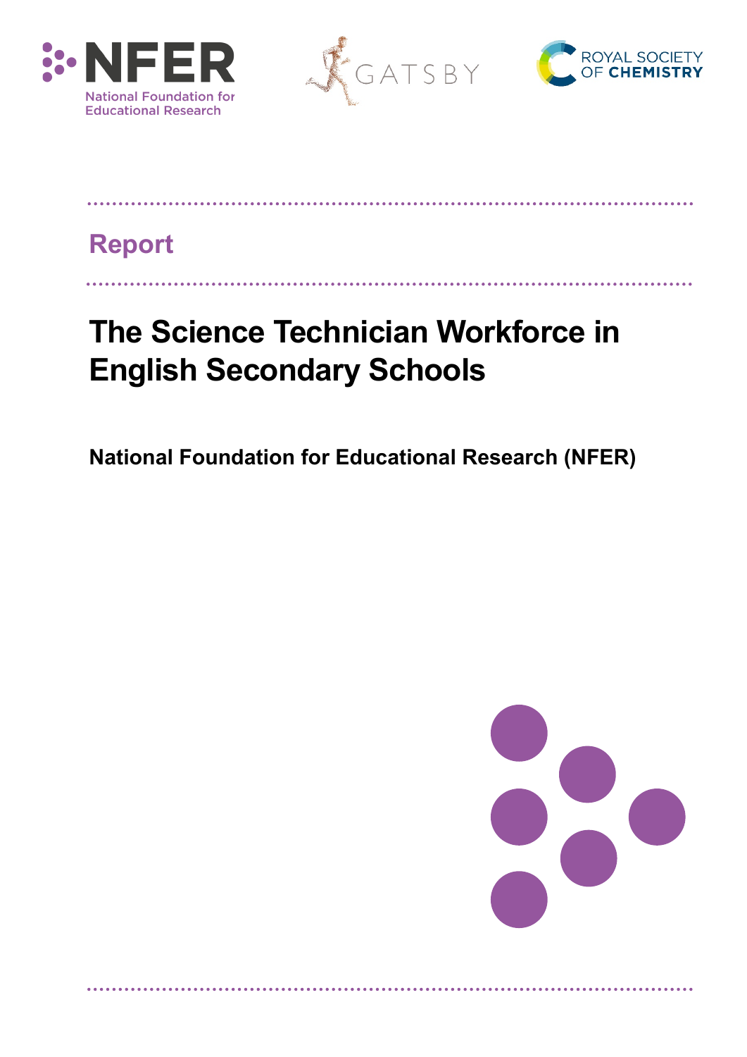Report

# The Science Technician Workforce in English Secondary Schools

**National Foundation for Educational Research (NFER)**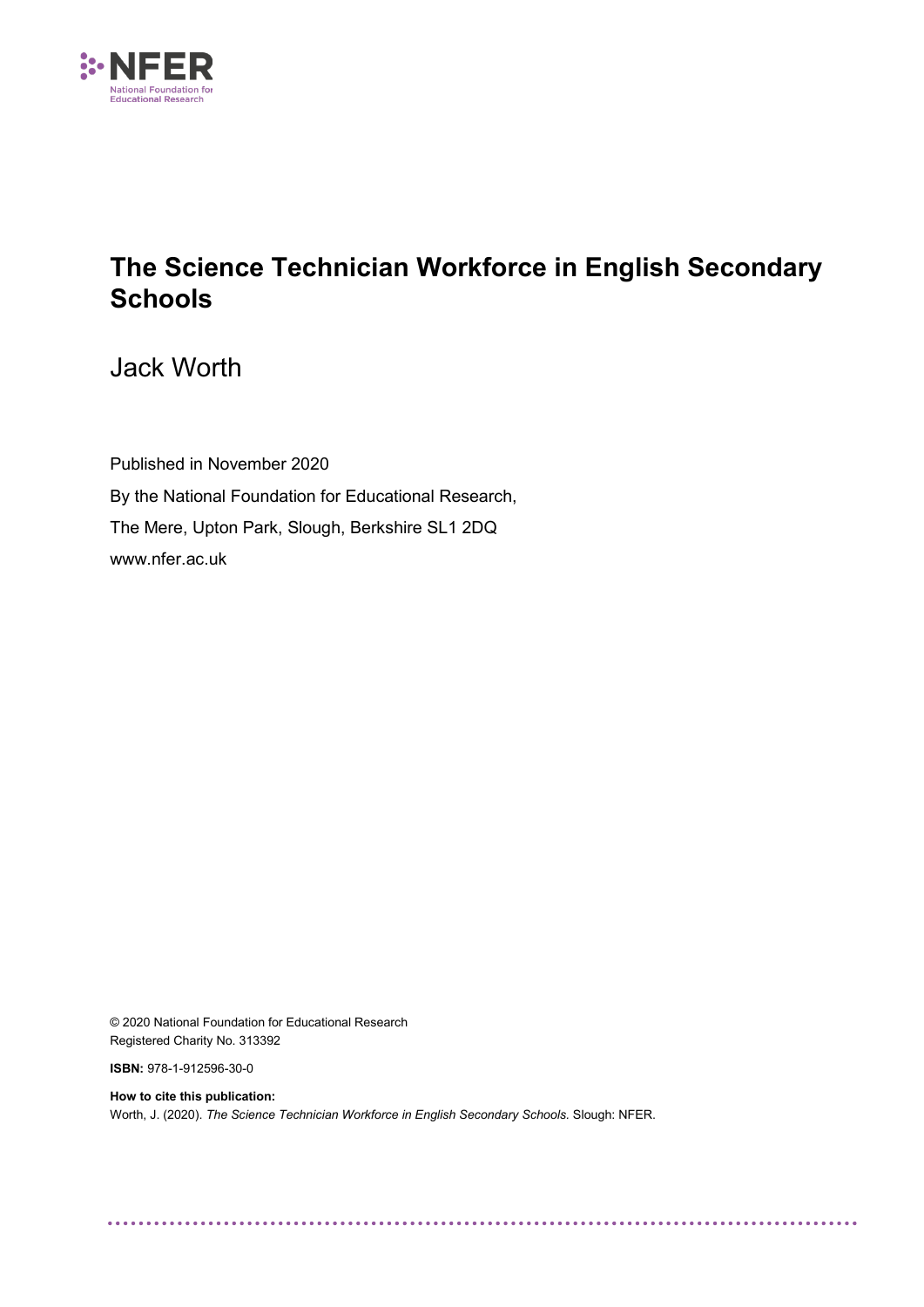NFER
National Foundation for Educational Research

# The Science Technician Workforce in English Secondary Schools

Jack Worth

Published in November 2020

By the National Foundation for Educational Research,

The Mere, Upton Park, Slough, Berkshire SL1 2DQ

www.nfer.ac.uk

© 2020 National Foundation for Educational Research
Registered Charity No. 313392

**ISBN:** 978-1-912596-30-0

**How to cite this publication:**
Worth, J. (2020). *The Science Technician Workforce in English Secondary Schools.* Slough: NFER.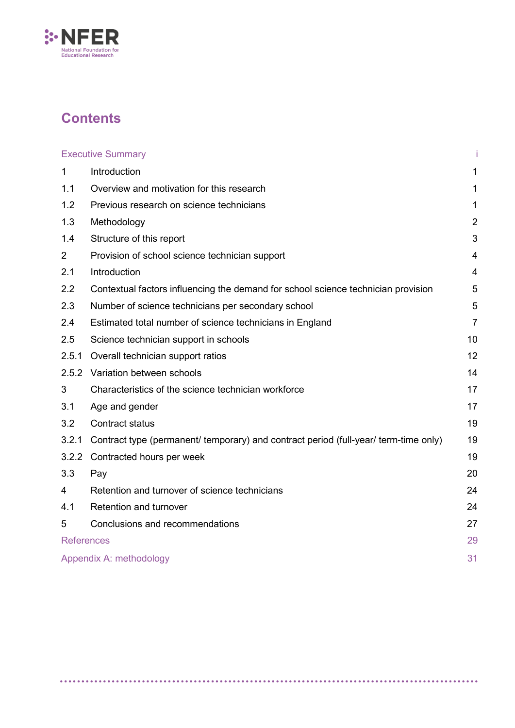# Contents

| | | |
|---|---|---|
| Executive Summary | | i |
| 1 | Introduction | 1 |
| 1.1 | Overview and motivation for this research | 1 |
| 1.2 | Previous research on science technicians | 1 |
| 1.3 | Methodology | 2 |
| 1.4 | Structure of this report | 3 |
| 2 | Provision of school science technician support | 4 |
| 2.1 | Introduction | 4 |
| 2.2 | Contextual factors influencing the demand for school science technician provision | 5 |
| 2.3 | Number of science technicians per secondary school | 5 |
| 2.4 | Estimated total number of science technicians in England | 7 |
| 2.5 | Science technician support in schools | 10 |
| 2.5.1 | Overall technician support ratios | 12 |
| 2.5.2 | Variation between schools | 14 |
| 3 | Characteristics of the science technician workforce | 17 |
| 3.1 | Age and gender | 17 |
| 3.2 | Contract status | 19 |
| 3.2.1 | Contract type (permanent/ temporary) and contract period (full-year/ term-time only) | 19 |
| 3.2.2 | Contracted hours per week | 19 |
| 3.3 | Pay | 20 |
| 4 | Retention and turnover of science technicians | 24 |
| 4.1 | Retention and turnover | 24 |
| 5 | Conclusions and recommendations | 27 |
| References | | 29 |
| Appendix A: methodology | | 31 |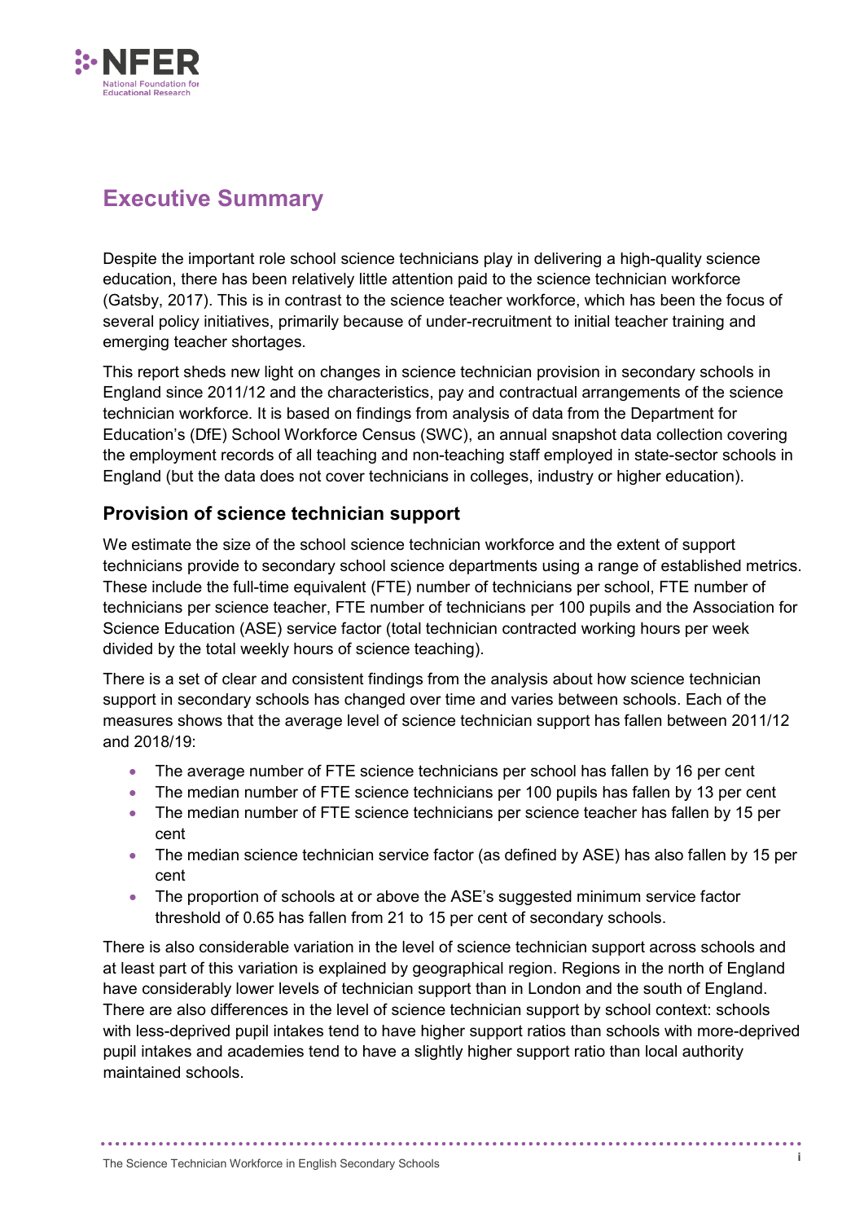# Executive Summary

Despite the important role school science technicians play in delivering a high-quality science education, there has been relatively little attention paid to the science technician workforce (Gatsby, 2017). This is in contrast to the science teacher workforce, which has been the focus of several policy initiatives, primarily because of under-recruitment to initial teacher training and emerging teacher shortages.

This report sheds new light on changes in science technician provision in secondary schools in England since 2011/12 and the characteristics, pay and contractual arrangements of the science technician workforce. It is based on findings from analysis of data from the Department for Education's (DfE) School Workforce Census (SWC), an annual snapshot data collection covering the employment records of all teaching and non-teaching staff employed in state-sector schools in England (but the data does not cover technicians in colleges, industry or higher education).

## Provision of science technician support

We estimate the size of the school science technician workforce and the extent of support technicians provide to secondary school science departments using a range of established metrics. These include the full-time equivalent (FTE) number of technicians per school, FTE number of technicians per science teacher, FTE number of technicians per 100 pupils and the Association for Science Education (ASE) service factor (total technician contracted working hours per week divided by the total weekly hours of science teaching).

There is a set of clear and consistent findings from the analysis about how science technician support in secondary schools has changed over time and varies between schools. Each of the measures shows that the average level of science technician support has fallen between 2011/12 and 2018/19:

- The average number of FTE science technicians per school has fallen by 16 per cent
- The median number of FTE science technicians per 100 pupils has fallen by 13 per cent
- The median number of FTE science technicians per science teacher has fallen by 15 per cent
- The median science technician service factor (as defined by ASE) has also fallen by 15 per cent
- The proportion of schools at or above the ASE's suggested minimum service factor threshold of 0.65 has fallen from 21 to 15 per cent of secondary schools.

There is also considerable variation in the level of science technician support across schools and at least part of this variation is explained by geographical region. Regions in the north of England have considerably lower levels of technician support than in London and the south of England. There are also differences in the level of science technician support by school context: schools with less-deprived pupil intakes tend to have higher support ratios than schools with more-deprived pupil intakes and academies tend to have a slightly higher support ratio than local authority maintained schools.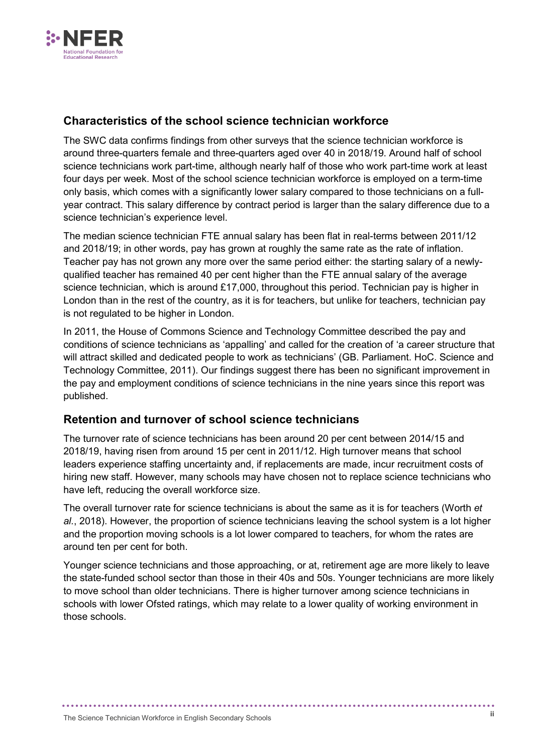## Characteristics of the school science technician workforce

The SWC data confirms findings from other surveys that the science technician workforce is around three-quarters female and three-quarters aged over 40 in 2018/19. Around half of school science technicians work part-time, although nearly half of those who work part-time work at least four days per week. Most of the school science technician workforce is employed on a term-time only basis, which comes with a significantly lower salary compared to those technicians on a full-year contract. This salary difference by contract period is larger than the salary difference due to a science technician's experience level.

The median science technician FTE annual salary has been flat in real-terms between 2011/12 and 2018/19; in other words, pay has grown at roughly the same rate as the rate of inflation. Teacher pay has not grown any more over the same period either: the starting salary of a newly-qualified teacher has remained 40 per cent higher than the FTE annual salary of the average science technician, which is around £17,000, throughout this period. Technician pay is higher in London than in the rest of the country, as it is for teachers, but unlike for teachers, technician pay is not regulated to be higher in London.

In 2011, the House of Commons Science and Technology Committee described the pay and conditions of science technicians as 'appalling' and called for the creation of 'a career structure that will attract skilled and dedicated people to work as technicians' (GB. Parliament. HoC. Science and Technology Committee, 2011). Our findings suggest there has been no significant improvement in the pay and employment conditions of science technicians in the nine years since this report was published.

## Retention and turnover of school science technicians

The turnover rate of science technicians has been around 20 per cent between 2014/15 and 2018/19, having risen from around 15 per cent in 2011/12. High turnover means that school leaders experience staffing uncertainty and, if replacements are made, incur recruitment costs of hiring new staff. However, many schools may have chosen not to replace science technicians who have left, reducing the overall workforce size.

The overall turnover rate for science technicians is about the same as it is for teachers (Worth *et al.*, 2018). However, the proportion of science technicians leaving the school system is a lot higher and the proportion moving schools is a lot lower compared to teachers, for whom the rates are around ten per cent for both.

Younger science technicians and those approaching, or at, retirement age are more likely to leave the state-funded school sector than those in their 40s and 50s. Younger technicians are more likely to move school than older technicians. There is higher turnover among science technicians in schools with lower Ofsted ratings, which may relate to a lower quality of working environment in those schools.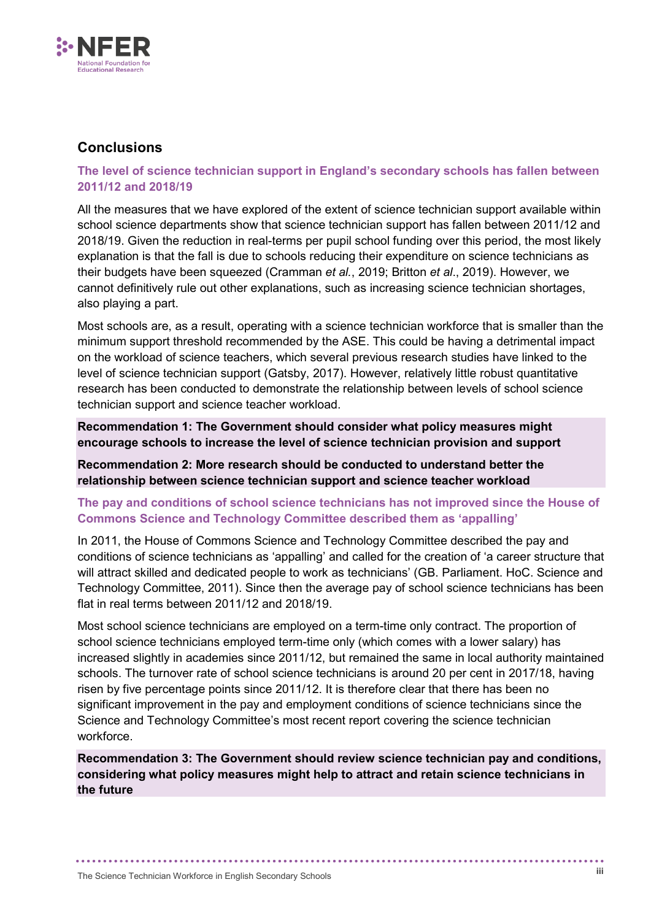## Conclusions

### The level of science technician support in England's secondary schools has fallen between 2011/12 and 2018/19

All the measures that we have explored of the extent of science technician support available within school science departments show that science technician support has fallen between 2011/12 and 2018/19. Given the reduction in real-terms per pupil school funding over this period, the most likely explanation is that the fall is due to schools reducing their expenditure on science technicians as their budgets have been squeezed (Cramman *et al.*, 2019; Britton *et al*., 2019). However, we cannot definitively rule out other explanations, such as increasing science technician shortages, also playing a part.

Most schools are, as a result, operating with a science technician workforce that is smaller than the minimum support threshold recommended by the ASE. This could be having a detrimental impact on the workload of science teachers, which several previous research studies have linked to the level of science technician support (Gatsby, 2017). However, relatively little robust quantitative research has been conducted to demonstrate the relationship between levels of school science technician support and science teacher workload.

**Recommendation 1: The Government should consider what policy measures might encourage schools to increase the level of science technician provision and support**

**Recommendation 2: More research should be conducted to understand better the relationship between science technician support and science teacher workload**

### The pay and conditions of school science technicians has not improved since the House of Commons Science and Technology Committee described them as 'appalling'

In 2011, the House of Commons Science and Technology Committee described the pay and conditions of science technicians as 'appalling' and called for the creation of 'a career structure that will attract skilled and dedicated people to work as technicians' (GB. Parliament. HoC. Science and Technology Committee, 2011). Since then the average pay of school science technicians has been flat in real terms between 2011/12 and 2018/19.

Most school science technicians are employed on a term-time only contract. The proportion of school science technicians employed term-time only (which comes with a lower salary) has increased slightly in academies since 2011/12, but remained the same in local authority maintained schools. The turnover rate of school science technicians is around 20 per cent in 2017/18, having risen by five percentage points since 2011/12. It is therefore clear that there has been no significant improvement in the pay and employment conditions of science technicians since the Science and Technology Committee's most recent report covering the science technician workforce.

**Recommendation 3: The Government should review science technician pay and conditions, considering what policy measures might help to attract and retain science technicians in the future**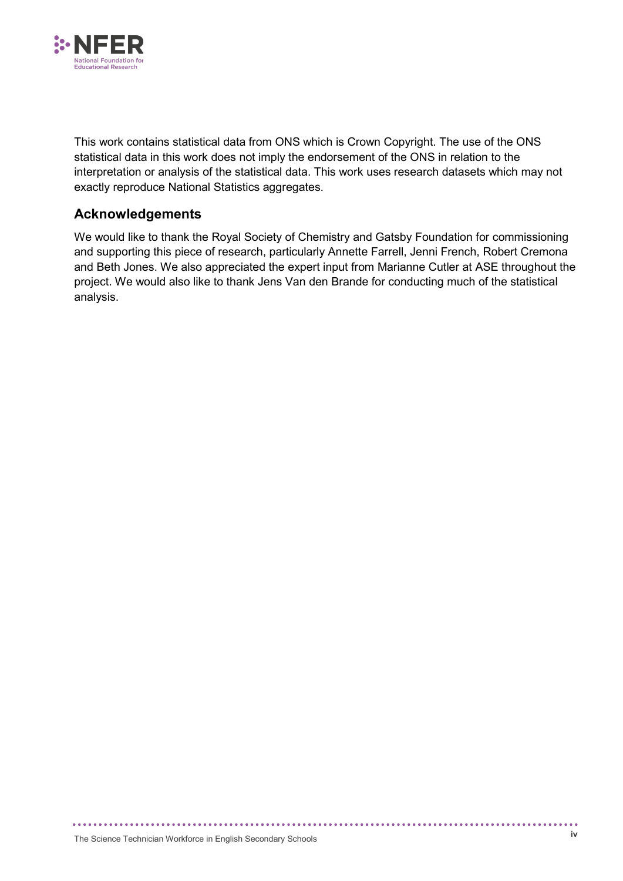This work contains statistical data from ONS which is Crown Copyright. The use of the ONS statistical data in this work does not imply the endorsement of the ONS in relation to the interpretation or analysis of the statistical data. This work uses research datasets which may not exactly reproduce National Statistics aggregates.

## Acknowledgements

We would like to thank the Royal Society of Chemistry and Gatsby Foundation for commissioning and supporting this piece of research, particularly Annette Farrell, Jenni French, Robert Cremona and Beth Jones. We also appreciated the expert input from Marianne Cutler at ASE throughout the project. We would also like to thank Jens Van den Brande for conducting much of the statistical analysis.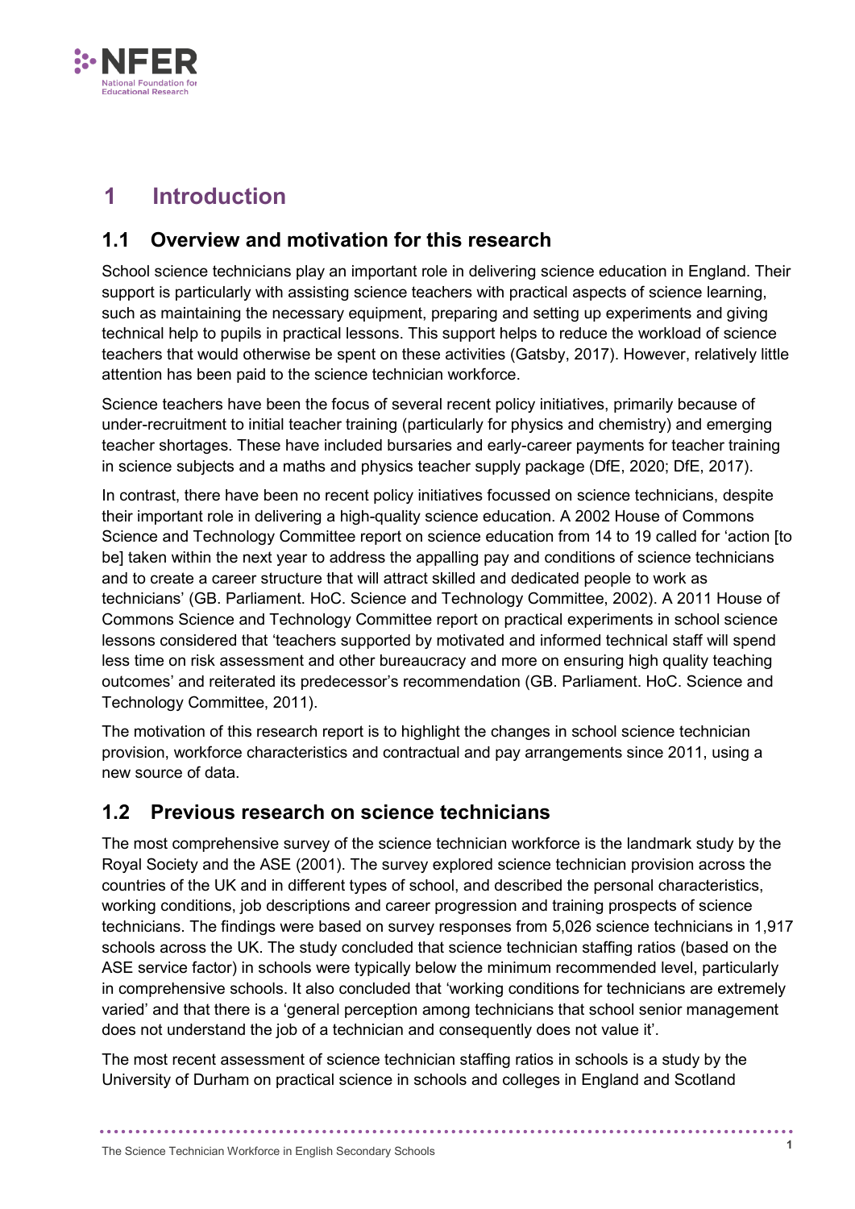# 1 Introduction

## 1.1 Overview and motivation for this research

School science technicians play an important role in delivering science education in England. Their support is particularly with assisting science teachers with practical aspects of science learning, such as maintaining the necessary equipment, preparing and setting up experiments and giving technical help to pupils in practical lessons. This support helps to reduce the workload of science teachers that would otherwise be spent on these activities (Gatsby, 2017). However, relatively little attention has been paid to the science technician workforce.

Science teachers have been the focus of several recent policy initiatives, primarily because of under-recruitment to initial teacher training (particularly for physics and chemistry) and emerging teacher shortages. These have included bursaries and early-career payments for teacher training in science subjects and a maths and physics teacher supply package (DfE, 2020; DfE, 2017).

In contrast, there have been no recent policy initiatives focussed on science technicians, despite their important role in delivering a high-quality science education. A 2002 House of Commons Science and Technology Committee report on science education from 14 to 19 called for 'action [to be] taken within the next year to address the appalling pay and conditions of science technicians and to create a career structure that will attract skilled and dedicated people to work as technicians' (GB. Parliament. HoC. Science and Technology Committee, 2002). A 2011 House of Commons Science and Technology Committee report on practical experiments in school science lessons considered that 'teachers supported by motivated and informed technical staff will spend less time on risk assessment and other bureaucracy and more on ensuring high quality teaching outcomes' and reiterated its predecessor's recommendation (GB. Parliament. HoC. Science and Technology Committee, 2011).

The motivation of this research report is to highlight the changes in school science technician provision, workforce characteristics and contractual and pay arrangements since 2011, using a new source of data.

## 1.2 Previous research on science technicians

The most comprehensive survey of the science technician workforce is the landmark study by the Royal Society and the ASE (2001). The survey explored science technician provision across the countries of the UK and in different types of school, and described the personal characteristics, working conditions, job descriptions and career progression and training prospects of science technicians. The findings were based on survey responses from 5,026 science technicians in 1,917 schools across the UK. The study concluded that science technician staffing ratios (based on the ASE service factor) in schools were typically below the minimum recommended level, particularly in comprehensive schools. It also concluded that 'working conditions for technicians are extremely varied' and that there is a 'general perception among technicians that school senior management does not understand the job of a technician and consequently does not value it'.

The most recent assessment of science technician staffing ratios in schools is a study by the University of Durham on practical science in schools and colleges in England and Scotland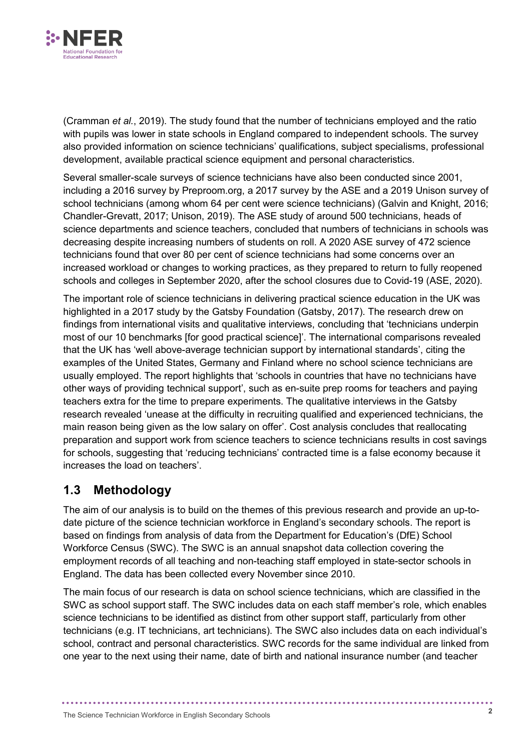(Cramman *et al.*, 2019). The study found that the number of technicians employed and the ratio with pupils was lower in state schools in England compared to independent schools. The survey also provided information on science technicians' qualifications, subject specialisms, professional development, available practical science equipment and personal characteristics.

Several smaller-scale surveys of science technicians have also been conducted since 2001, including a 2016 survey by Preproom.org, a 2017 survey by the ASE and a 2019 Unison survey of school technicians (among whom 64 per cent were science technicians) (Galvin and Knight, 2016; Chandler-Grevatt, 2017; Unison, 2019). The ASE study of around 500 technicians, heads of science departments and science teachers, concluded that numbers of technicians in schools was decreasing despite increasing numbers of students on roll. A 2020 ASE survey of 472 science technicians found that over 80 per cent of science technicians had some concerns over an increased workload or changes to working practices, as they prepared to return to fully reopened schools and colleges in September 2020, after the school closures due to Covid-19 (ASE, 2020).

The important role of science technicians in delivering practical science education in the UK was highlighted in a 2017 study by the Gatsby Foundation (Gatsby, 2017). The research drew on findings from international visits and qualitative interviews, concluding that 'technicians underpin most of our 10 benchmarks [for good practical science]'. The international comparisons revealed that the UK has 'well above-average technician support by international standards', citing the examples of the United States, Germany and Finland where no school science technicians are usually employed. The report highlights that 'schools in countries that have no technicians have other ways of providing technical support', such as en-suite prep rooms for teachers and paying teachers extra for the time to prepare experiments. The qualitative interviews in the Gatsby research revealed 'unease at the difficulty in recruiting qualified and experienced technicians, the main reason being given as the low salary on offer'. Cost analysis concludes that reallocating preparation and support work from science teachers to science technicians results in cost savings for schools, suggesting that 'reducing technicians' contracted time is a false economy because it increases the load on teachers'.

## 1.3 Methodology

The aim of our analysis is to build on the themes of this previous research and provide an up-to-date picture of the science technician workforce in England's secondary schools. The report is based on findings from analysis of data from the Department for Education's (DfE) School Workforce Census (SWC). The SWC is an annual snapshot data collection covering the employment records of all teaching and non-teaching staff employed in state-sector schools in England. The data has been collected every November since 2010.

The main focus of our research is data on school science technicians, which are classified in the SWC as school support staff. The SWC includes data on each staff member's role, which enables science technicians to be identified as distinct from other support staff, particularly from other technicians (e.g. IT technicians, art technicians). The SWC also includes data on each individual's school, contract and personal characteristics. SWC records for the same individual are linked from one year to the next using their name, date of birth and national insurance number (and teacher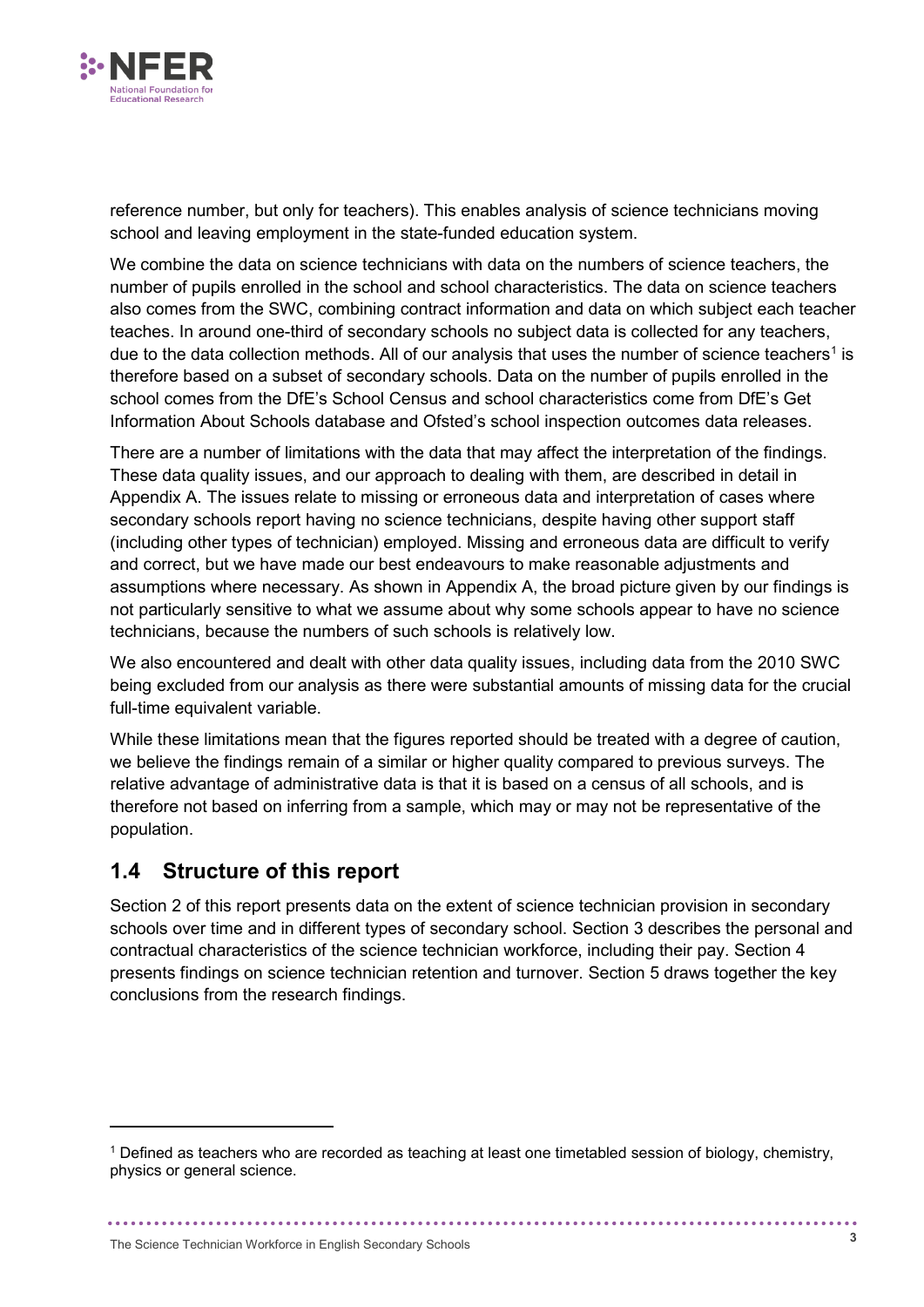reference number, but only for teachers). This enables analysis of science technicians moving school and leaving employment in the state-funded education system.

We combine the data on science technicians with data on the numbers of science teachers, the number of pupils enrolled in the school and school characteristics. The data on science teachers also comes from the SWC, combining contract information and data on which subject each teacher teaches. In around one-third of secondary schools no subject data is collected for any teachers, due to the data collection methods. All of our analysis that uses the number of science teachers[1] is therefore based on a subset of secondary schools. Data on the number of pupils enrolled in the school comes from the DfE's School Census and school characteristics come from DfE's Get Information About Schools database and Ofsted's school inspection outcomes data releases.

There are a number of limitations with the data that may affect the interpretation of the findings. These data quality issues, and our approach to dealing with them, are described in detail in Appendix A. The issues relate to missing or erroneous data and interpretation of cases where secondary schools report having no science technicians, despite having other support staff (including other types of technician) employed. Missing and erroneous data are difficult to verify and correct, but we have made our best endeavours to make reasonable adjustments and assumptions where necessary. As shown in Appendix A, the broad picture given by our findings is not particularly sensitive to what we assume about why some schools appear to have no science technicians, because the numbers of such schools is relatively low.

We also encountered and dealt with other data quality issues, including data from the 2010 SWC being excluded from our analysis as there were substantial amounts of missing data for the crucial full-time equivalent variable.

While these limitations mean that the figures reported should be treated with a degree of caution, we believe the findings remain of a similar or higher quality compared to previous surveys. The relative advantage of administrative data is that it is based on a census of all schools, and is therefore not based on inferring from a sample, which may or may not be representative of the population.

## 1.4 Structure of this report

Section 2 of this report presents data on the extent of science technician provision in secondary schools over time and in different types of secondary school. Section 3 describes the personal and contractual characteristics of the science technician workforce, including their pay. Section 4 presents findings on science technician retention and turnover. Section 5 draws together the key conclusions from the research findings.

[1] Defined as teachers who are recorded as teaching at least one timetabled session of biology, chemistry, physics or general science.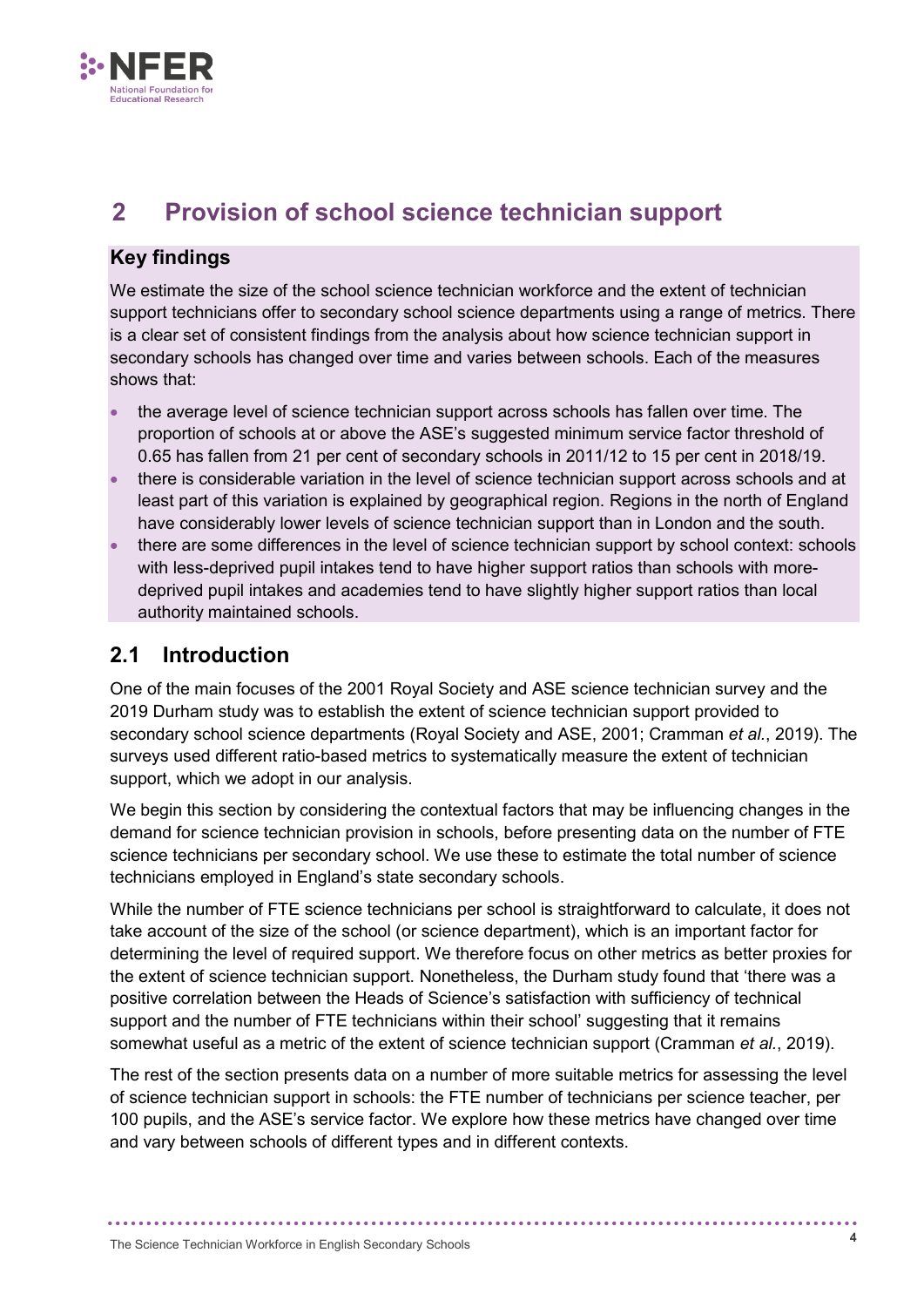# 2 Provision of school science technician support

**Key findings**

We estimate the size of the school science technician workforce and the extent of technician support technicians offer to secondary school science departments using a range of metrics. There is a clear set of consistent findings from the analysis about how science technician support in secondary schools has changed over time and varies between schools. Each of the measures shows that:

- the average level of science technician support across schools has fallen over time. The proportion of schools at or above the ASE's suggested minimum service factor threshold of 0.65 has fallen from 21 per cent of secondary schools in 2011/12 to 15 per cent in 2018/19.
- there is considerable variation in the level of science technician support across schools and at least part of this variation is explained by geographical region. Regions in the north of England have considerably lower levels of science technician support than in London and the south.
- there are some differences in the level of science technician support by school context: schools with less-deprived pupil intakes tend to have higher support ratios than schools with more-deprived pupil intakes and academies tend to have slightly higher support ratios than local authority maintained schools.

## 2.1 Introduction

One of the main focuses of the 2001 Royal Society and ASE science technician survey and the 2019 Durham study was to establish the extent of science technician support provided to secondary school science departments (Royal Society and ASE, 2001; Cramman *et al.*, 2019). The surveys used different ratio-based metrics to systematically measure the extent of technician support, which we adopt in our analysis.

We begin this section by considering the contextual factors that may be influencing changes in the demand for science technician provision in schools, before presenting data on the number of FTE science technicians per secondary school. We use these to estimate the total number of science technicians employed in England's state secondary schools.

While the number of FTE science technicians per school is straightforward to calculate, it does not take account of the size of the school (or science department), which is an important factor for determining the level of required support. We therefore focus on other metrics as better proxies for the extent of science technician support. Nonetheless, the Durham study found that 'there was a positive correlation between the Heads of Science's satisfaction with sufficiency of technical support and the number of FTE technicians within their school' suggesting that it remains somewhat useful as a metric of the extent of science technician support (Cramman *et al.*, 2019).

The rest of the section presents data on a number of more suitable metrics for assessing the level of science technician support in schools: the FTE number of technicians per science teacher, per 100 pupils, and the ASE's service factor. We explore how these metrics have changed over time and vary between schools of different types and in different contexts.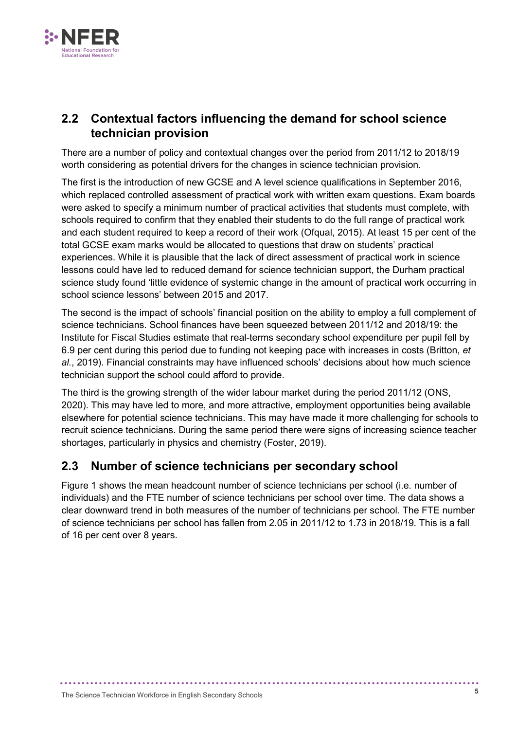## 2.2 Contextual factors influencing the demand for school science technician provision

There are a number of policy and contextual changes over the period from 2011/12 to 2018/19 worth considering as potential drivers for the changes in science technician provision.

The first is the introduction of new GCSE and A level science qualifications in September 2016, which replaced controlled assessment of practical work with written exam questions. Exam boards were asked to specify a minimum number of practical activities that students must complete, with schools required to confirm that they enabled their students to do the full range of practical work and each student required to keep a record of their work (Ofqual, 2015). At least 15 per cent of the total GCSE exam marks would be allocated to questions that draw on students' practical experiences. While it is plausible that the lack of direct assessment of practical work in science lessons could have led to reduced demand for science technician support, the Durham practical science study found 'little evidence of systemic change in the amount of practical work occurring in school science lessons' between 2015 and 2017.

The second is the impact of schools' financial position on the ability to employ a full complement of science technicians. School finances have been squeezed between 2011/12 and 2018/19: the Institute for Fiscal Studies estimate that real-terms secondary school expenditure per pupil fell by 6.9 per cent during this period due to funding not keeping pace with increases in costs (Britton, *et al.*, 2019). Financial constraints may have influenced schools' decisions about how much science technician support the school could afford to provide.

The third is the growing strength of the wider labour market during the period 2011/12 (ONS, 2020). This may have led to more, and more attractive, employment opportunities being available elsewhere for potential science technicians. This may have made it more challenging for schools to recruit science technicians. During the same period there were signs of increasing science teacher shortages, particularly in physics and chemistry (Foster, 2019).

## 2.3 Number of science technicians per secondary school

Figure 1 shows the mean headcount number of science technicians per school (i.e. number of individuals) and the FTE number of science technicians per school over time. The data shows a clear downward trend in both measures of the number of technicians per school. The FTE number of science technicians per school has fallen from 2.05 in 2011/12 to 1.73 in 2018/19. This is a fall of 16 per cent over 8 years.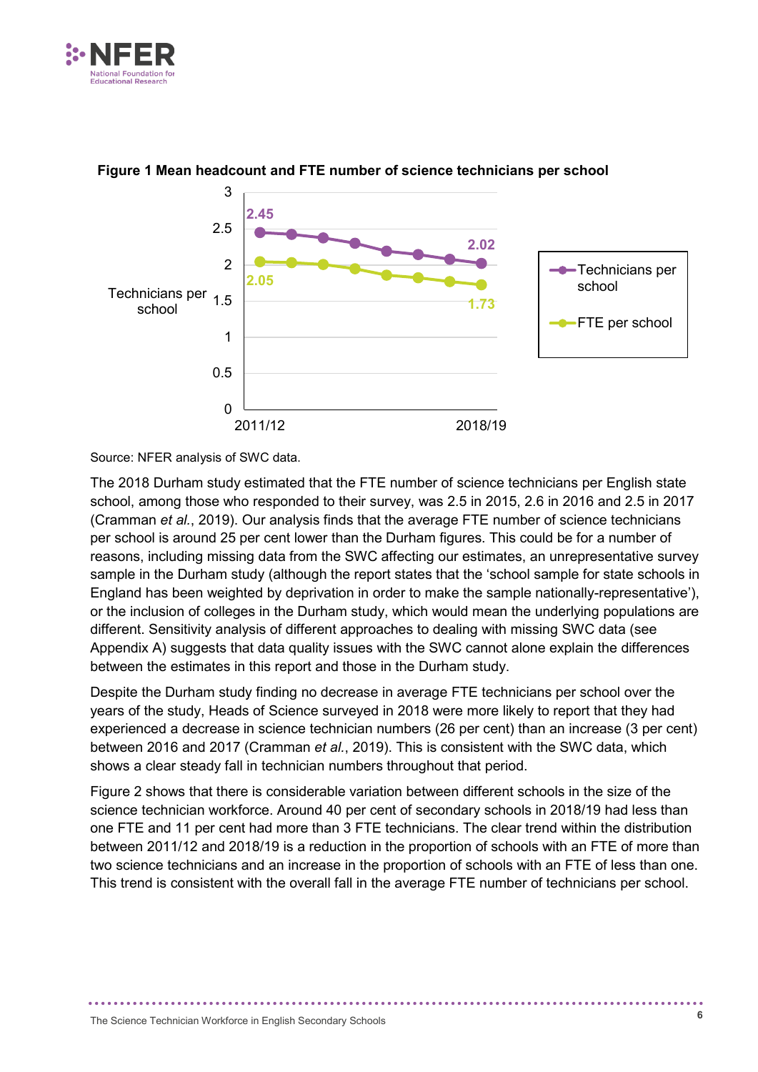**Figure 1 Mean headcount and FTE number of science technicians per school**

Source: NFER analysis of SWC data.

The 2018 Durham study estimated that the FTE number of science technicians per English state school, among those who responded to their survey, was 2.5 in 2015, 2.6 in 2016 and 2.5 in 2017 (Cramman *et al.*, 2019). Our analysis finds that the average FTE number of science technicians per school is around 25 per cent lower than the Durham figures. This could be for a number of reasons, including missing data from the SWC affecting our estimates, an unrepresentative survey sample in the Durham study (although the report states that the 'school sample for state schools in England has been weighted by deprivation in order to make the sample nationally-representative'), or the inclusion of colleges in the Durham study, which would mean the underlying populations are different. Sensitivity analysis of different approaches to dealing with missing SWC data (see Appendix A) suggests that data quality issues with the SWC cannot alone explain the differences between the estimates in this report and those in the Durham study.

Despite the Durham study finding no decrease in average FTE technicians per school over the years of the study, Heads of Science surveyed in 2018 were more likely to report that they had experienced a decrease in science technician numbers (26 per cent) than an increase (3 per cent) between 2016 and 2017 (Cramman *et al.*, 2019). This is consistent with the SWC data, which shows a clear steady fall in technician numbers throughout that period.

Figure 2 shows that there is considerable variation between different schools in the size of the science technician workforce. Around 40 per cent of secondary schools in 2018/19 had less than one FTE and 11 per cent had more than 3 FTE technicians. The clear trend within the distribution between 2011/12 and 2018/19 is a reduction in the proportion of schools with an FTE of more than two science technicians and an increase in the proportion of schools with an FTE of less than one. This trend is consistent with the overall fall in the average FTE number of technicians per school.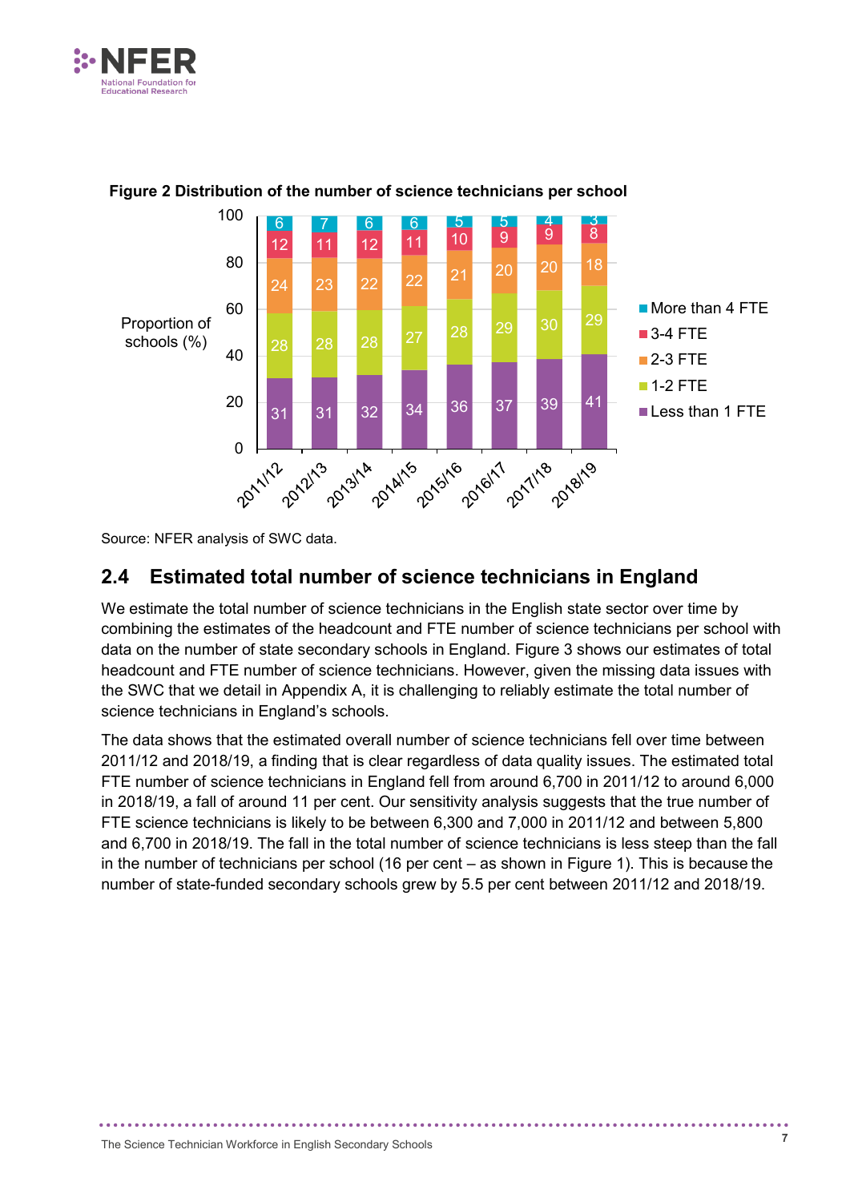**Figure 2 Distribution of the number of science technicians per school**

| | 2011/12 | 2012/13 | 2013/14 | 2014/15 | 2015/16 | 2016/17 | 2017/18 | 2018/19 |
|---|---|---|---|---|---|---|---|---|
| More than 4 FTE | 6 | 7 | 6 | 6 | 5 | 5 | 4 | 3 |
| 3-4 FTE | 12 | 11 | 12 | 11 | 10 | 9 | 9 | 8 |
| 2-3 FTE | 24 | 23 | 22 | 22 | 21 | 20 | 20 | 18 |
| 1-2 FTE | 28 | 28 | 28 | 27 | 28 | 29 | 30 | 29 |
| Less than 1 FTE | 31 | 31 | 32 | 34 | 36 | 37 | 39 | 41 |

Proportion of schools (%)

Source: NFER analysis of SWC data.

## 2.4 Estimated total number of science technicians in England

We estimate the total number of science technicians in the English state sector over time by combining the estimates of the headcount and FTE number of science technicians per school with data on the number of state secondary schools in England. Figure 3 shows our estimates of total headcount and FTE number of science technicians. However, given the missing data issues with the SWC that we detail in Appendix A, it is challenging to reliably estimate the total number of science technicians in England's schools.

The data shows that the estimated overall number of science technicians fell over time between 2011/12 and 2018/19, a finding that is clear regardless of data quality issues. The estimated total FTE number of science technicians in England fell from around 6,700 in 2011/12 to around 6,000 in 2018/19, a fall of around 11 per cent. Our sensitivity analysis suggests that the true number of FTE science technicians is likely to be between 6,300 and 7,000 in 2011/12 and between 5,800 and 6,700 in 2018/19. The fall in the total number of science technicians is less steep than the fall in the number of technicians per school (16 per cent – as shown in Figure 1). This is because the number of state-funded secondary schools grew by 5.5 per cent between 2011/12 and 2018/19.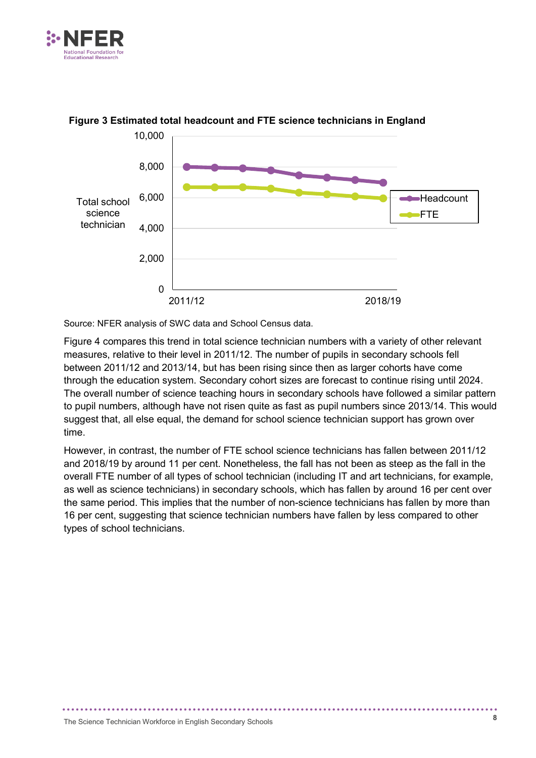**Figure 3 Estimated total headcount and FTE science technicians in England**

Source: NFER analysis of SWC data and School Census data.

Figure 4 compares this trend in total science technician numbers with a variety of other relevant measures, relative to their level in 2011/12. The number of pupils in secondary schools fell between 2011/12 and 2013/14, but has been rising since then as larger cohorts have come through the education system. Secondary cohort sizes are forecast to continue rising until 2024. The overall number of science teaching hours in secondary schools have followed a similar pattern to pupil numbers, although have not risen quite as fast as pupil numbers since 2013/14. This would suggest that, all else equal, the demand for school science technician support has grown over time.

However, in contrast, the number of FTE school science technicians has fallen between 2011/12 and 2018/19 by around 11 per cent. Nonetheless, the fall has not been as steep as the fall in the overall FTE number of all types of school technician (including IT and art technicians, for example, as well as science technicians) in secondary schools, which has fallen by around 16 per cent over the same period. This implies that the number of non-science technicians has fallen by more than 16 per cent, suggesting that science technician numbers have fallen by less compared to other types of school technicians.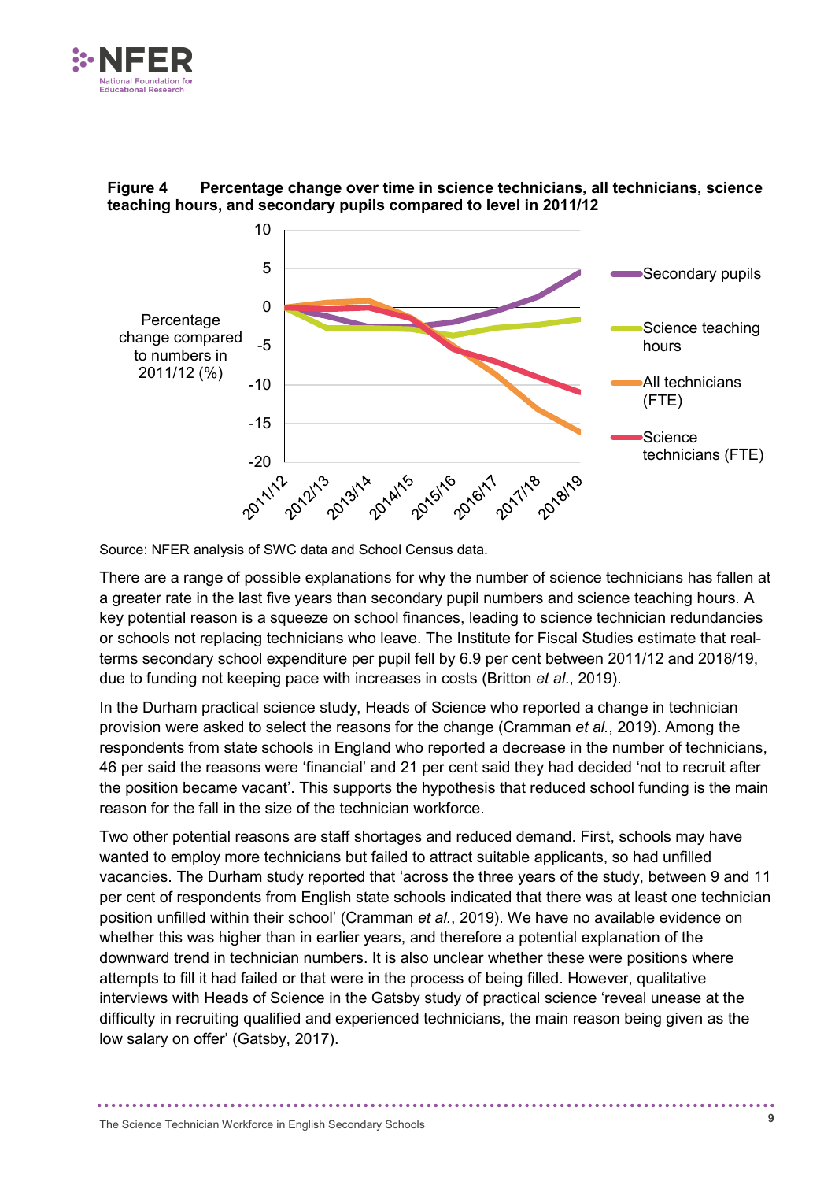**Figure 4 Percentage change over time in science technicians, all technicians, science teaching hours, and secondary pupils compared to level in 2011/12**

Source: NFER analysis of SWC data and School Census data.

There are a range of possible explanations for why the number of science technicians has fallen at a greater rate in the last five years than secondary pupil numbers and science teaching hours. A key potential reason is a squeeze on school finances, leading to science technician redundancies or schools not replacing technicians who leave. The Institute for Fiscal Studies estimate that real-terms secondary school expenditure per pupil fell by 6.9 per cent between 2011/12 and 2018/19, due to funding not keeping pace with increases in costs (Britton *et al*., 2019).

In the Durham practical science study, Heads of Science who reported a change in technician provision were asked to select the reasons for the change (Cramman *et al.*, 2019). Among the respondents from state schools in England who reported a decrease in the number of technicians, 46 per said the reasons were 'financial' and 21 per cent said they had decided 'not to recruit after the position became vacant'. This supports the hypothesis that reduced school funding is the main reason for the fall in the size of the technician workforce.

Two other potential reasons are staff shortages and reduced demand. First, schools may have wanted to employ more technicians but failed to attract suitable applicants, so had unfilled vacancies. The Durham study reported that 'across the three years of the study, between 9 and 11 per cent of respondents from English state schools indicated that there was at least one technician position unfilled within their school' (Cramman *et al.*, 2019). We have no available evidence on whether this was higher than in earlier years, and therefore a potential explanation of the downward trend in technician numbers. It is also unclear whether these were positions where attempts to fill it had failed or that were in the process of being filled. However, qualitative interviews with Heads of Science in the Gatsby study of practical science 'reveal unease at the difficulty in recruiting qualified and experienced technicians, the main reason being given as the low salary on offer' (Gatsby, 2017).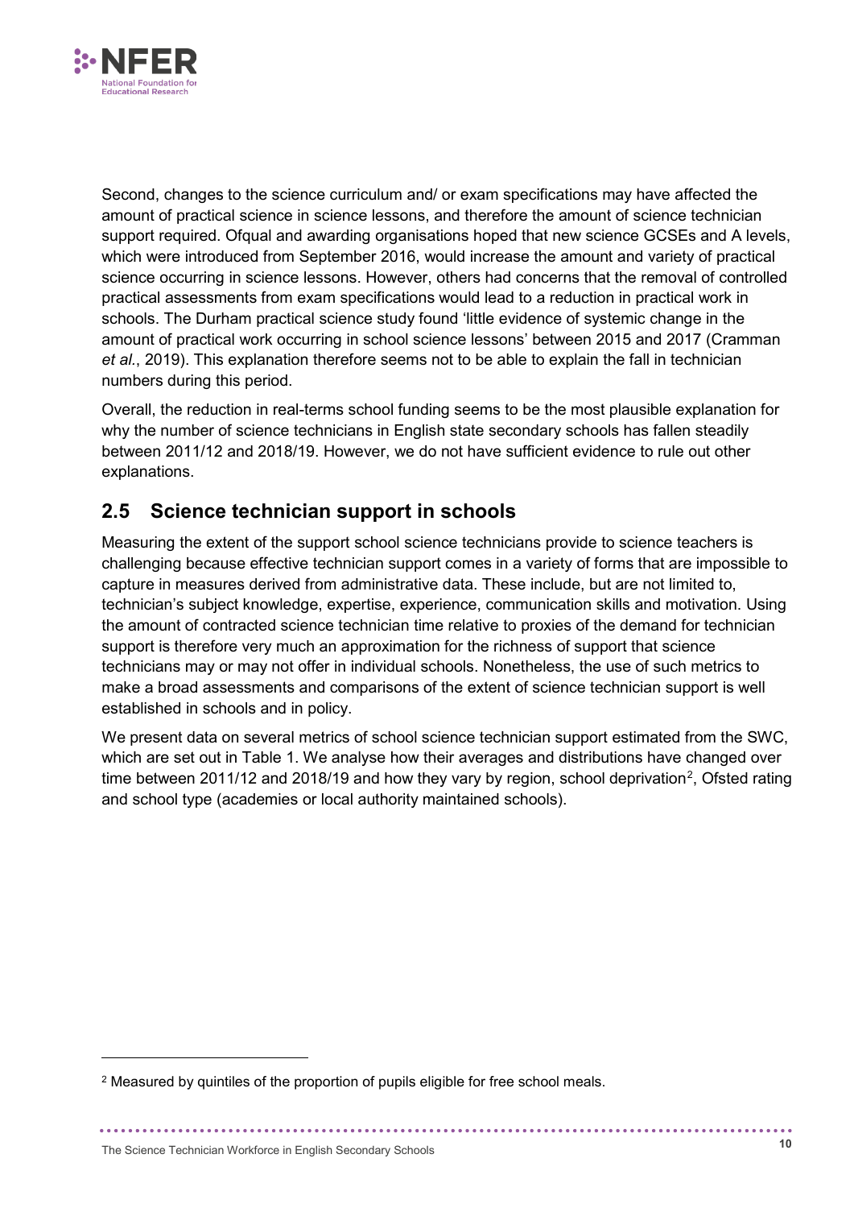Second, changes to the science curriculum and/ or exam specifications may have affected the amount of practical science in science lessons, and therefore the amount of science technician support required. Ofqual and awarding organisations hoped that new science GCSEs and A levels, which were introduced from September 2016, would increase the amount and variety of practical science occurring in science lessons. However, others had concerns that the removal of controlled practical assessments from exam specifications would lead to a reduction in practical work in schools. The Durham practical science study found 'little evidence of systemic change in the amount of practical work occurring in school science lessons' between 2015 and 2017 (Cramman *et al.*, 2019). This explanation therefore seems not to be able to explain the fall in technician numbers during this period.

Overall, the reduction in real-terms school funding seems to be the most plausible explanation for why the number of science technicians in English state secondary schools has fallen steadily between 2011/12 and 2018/19. However, we do not have sufficient evidence to rule out other explanations.

## 2.5 Science technician support in schools

Measuring the extent of the support school science technicians provide to science teachers is challenging because effective technician support comes in a variety of forms that are impossible to capture in measures derived from administrative data. These include, but are not limited to, technician's subject knowledge, expertise, experience, communication skills and motivation. Using the amount of contracted science technician time relative to proxies of the demand for technician support is therefore very much an approximation for the richness of support that science technicians may or may not offer in individual schools. Nonetheless, the use of such metrics to make a broad assessments and comparisons of the extent of science technician support is well established in schools and in policy.

We present data on several metrics of school science technician support estimated from the SWC, which are set out in Table 1. We analyse how their averages and distributions have changed over time between 2011/12 and 2018/19 and how they vary by region, school deprivation[2], Ofsted rating and school type (academies or local authority maintained schools).

[2] Measured by quintiles of the proportion of pupils eligible for free school meals.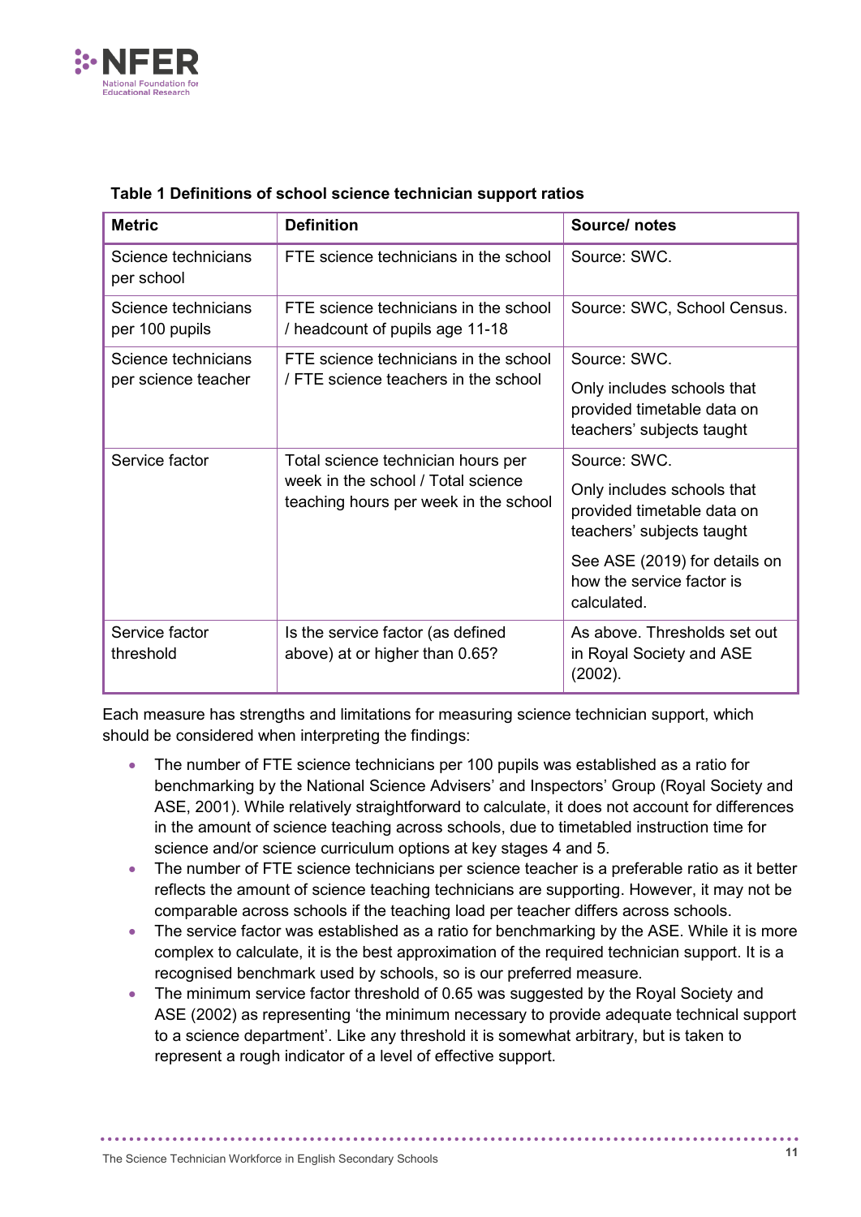**Table 1 Definitions of school science technician support ratios**

| Metric | Definition | Source/ notes |
|---|---|---|
| Science technicians per school | FTE science technicians in the school | Source: SWC. |
| Science technicians per 100 pupils | FTE science technicians in the school / headcount of pupils age 11-18 | Source: SWC, School Census. |
| Science technicians per science teacher | FTE science technicians in the school / FTE science teachers in the school | Source: SWC. Only includes schools that provided timetable data on teachers' subjects taught |
| Service factor | Total science technician hours per week in the school / Total science teaching hours per week in the school | Source: SWC. Only includes schools that provided timetable data on teachers' subjects taught. See ASE (2019) for details on how the service factor is calculated. |
| Service factor threshold | Is the service factor (as defined above) at or higher than 0.65? | As above. Thresholds set out in Royal Society and ASE (2002). |

Each measure has strengths and limitations for measuring science technician support, which should be considered when interpreting the findings:

- The number of FTE science technicians per 100 pupils was established as a ratio for benchmarking by the National Science Advisers' and Inspectors' Group (Royal Society and ASE, 2001). While relatively straightforward to calculate, it does not account for differences in the amount of science teaching across schools, due to timetabled instruction time for science and/or science curriculum options at key stages 4 and 5.
- The number of FTE science technicians per science teacher is a preferable ratio as it better reflects the amount of science teaching technicians are supporting. However, it may not be comparable across schools if the teaching load per teacher differs across schools.
- The service factor was established as a ratio for benchmarking by the ASE. While it is more complex to calculate, it is the best approximation of the required technician support. It is a recognised benchmark used by schools, so is our preferred measure.
- The minimum service factor threshold of 0.65 was suggested by the Royal Society and ASE (2002) as representing 'the minimum necessary to provide adequate technical support to a science department'. Like any threshold it is somewhat arbitrary, but is taken to represent a rough indicator of a level of effective support.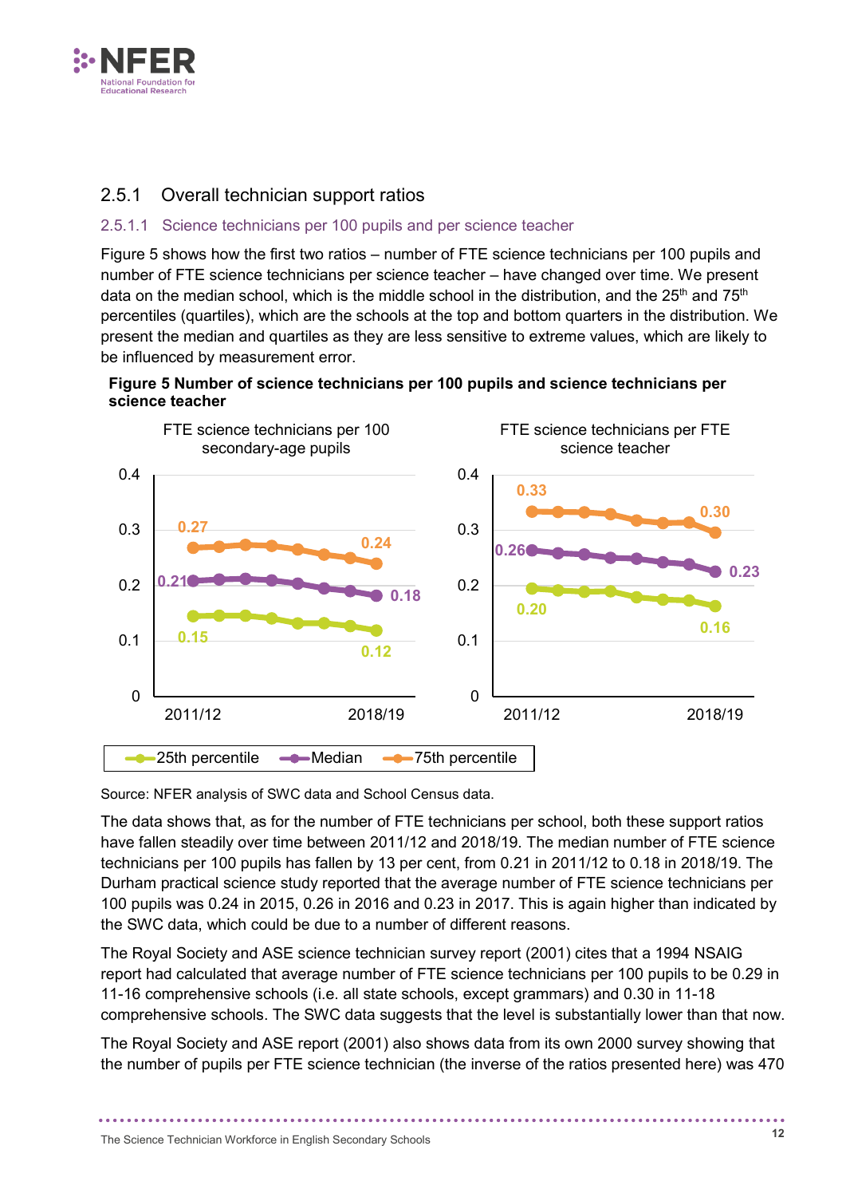### 2.5.1 Overall technician support ratios

#### 2.5.1.1 Science technicians per 100 pupils and per science teacher

Figure 5 shows how the first two ratios – number of FTE science technicians per 100 pupils and number of FTE science technicians per science teacher – have changed over time. We present data on the median school, which is the middle school in the distribution, and the 25th and 75th percentiles (quartiles), which are the schools at the top and bottom quarters in the distribution. We present the median and quartiles as they are less sensitive to extreme values, which are likely to be influenced by measurement error.

**Figure 5 Number of science technicians per 100 pupils and science technicians per science teacher**

FTE science technicians per 100 secondary-age pupils

| | 2011/12 | 2018/19 |
|---|---|---|
| 25th percentile | 0.15 | 0.12 |
| Median | 0.21 | 0.18 |
| 75th percentile | 0.27 | 0.24 |

FTE science technicians per FTE science teacher

| | 2011/12 | 2018/19 |
|---|---|---|
| 25th percentile | 0.20 | 0.16 |
| Median | 0.26 | 0.23 |
| 75th percentile | 0.33 | 0.30 |

Source: NFER analysis of SWC data and School Census data.

The data shows that, as for the number of FTE technicians per school, both these support ratios have fallen steadily over time between 2011/12 and 2018/19. The median number of FTE science technicians per 100 pupils has fallen by 13 per cent, from 0.21 in 2011/12 to 0.18 in 2018/19. The Durham practical science study reported that the average number of FTE science technicians per 100 pupils was 0.24 in 2015, 0.26 in 2016 and 0.23 in 2017. This is again higher than indicated by the SWC data, which could be due to a number of different reasons.

The Royal Society and ASE science technician survey report (2001) cites that a 1994 NSAIG report had calculated that average number of FTE science technicians per 100 pupils to be 0.29 in 11-16 comprehensive schools (i.e. all state schools, except grammars) and 0.30 in 11-18 comprehensive schools. The SWC data suggests that the level is substantially lower than that now.

The Royal Society and ASE report (2001) also shows data from its own 2000 survey showing that the number of pupils per FTE science technician (the inverse of the ratios presented here) was 470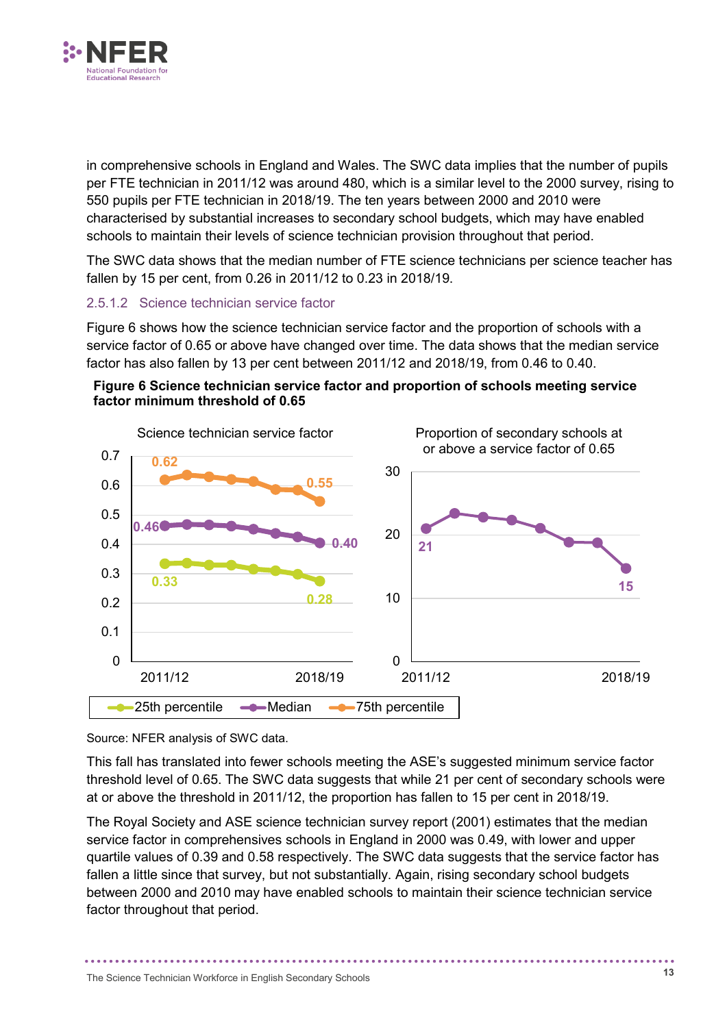in comprehensive schools in England and Wales. The SWC data implies that the number of pupils per FTE technician in 2011/12 was around 480, which is a similar level to the 2000 survey, rising to 550 pupils per FTE technician in 2018/19. The ten years between 2000 and 2010 were characterised by substantial increases to secondary school budgets, which may have enabled schools to maintain their levels of science technician provision throughout that period.

The SWC data shows that the median number of FTE science technicians per science teacher has fallen by 15 per cent, from 0.26 in 2011/12 to 0.23 in 2018/19.

### 2.5.1.2 Science technician service factor

Figure 6 shows how the science technician service factor and the proportion of schools with a service factor of 0.65 or above have changed over time. The data shows that the median service factor has also fallen by 13 per cent between 2011/12 and 2018/19, from 0.46 to 0.40.

**Figure 6 Science technician service factor and proportion of schools meeting service factor minimum threshold of 0.65**

Science technician service factor

| | 2011/12 | 2018/19 |
|---|---|---|
| 25th percentile | 0.33 | 0.28 |
| Median | 0.46 | 0.40 |
| 75th percentile | 0.62 | 0.55 |

Proportion of secondary schools at or above a service factor of 0.65

| 2011/12 | 2018/19 |
|---|---|
| 21 | 15 |

Source: NFER analysis of SWC data.

This fall has translated into fewer schools meeting the ASE's suggested minimum service factor threshold level of 0.65. The SWC data suggests that while 21 per cent of secondary schools were at or above the threshold in 2011/12, the proportion has fallen to 15 per cent in 2018/19.

The Royal Society and ASE science technician survey report (2001) estimates that the median service factor in comprehensives schools in England in 2000 was 0.49, with lower and upper quartile values of 0.39 and 0.58 respectively. The SWC data suggests that the service factor has fallen a little since that survey, but not substantially. Again, rising secondary school budgets between 2000 and 2010 may have enabled schools to maintain their science technician service factor throughout that period.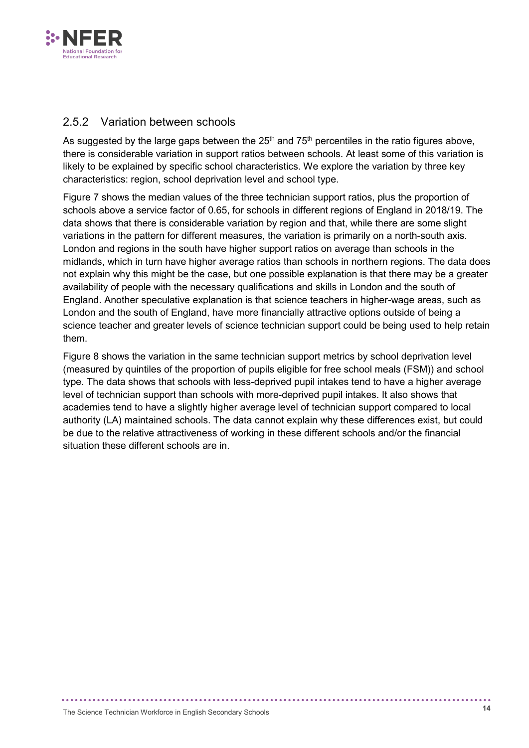### 2.5.2 Variation between schools

As suggested by the large gaps between the 25th and 75th percentiles in the ratio figures above, there is considerable variation in support ratios between schools. At least some of this variation is likely to be explained by specific school characteristics. We explore the variation by three key characteristics: region, school deprivation level and school type.

Figure 7 shows the median values of the three technician support ratios, plus the proportion of schools above a service factor of 0.65, for schools in different regions of England in 2018/19. The data shows that there is considerable variation by region and that, while there are some slight variations in the pattern for different measures, the variation is primarily on a north-south axis. London and regions in the south have higher support ratios on average than schools in the midlands, which in turn have higher average ratios than schools in northern regions. The data does not explain why this might be the case, but one possible explanation is that there may be a greater availability of people with the necessary qualifications and skills in London and the south of England. Another speculative explanation is that science teachers in higher-wage areas, such as London and the south of England, have more financially attractive options outside of being a science teacher and greater levels of science technician support could be being used to help retain them.

Figure 8 shows the variation in the same technician support metrics by school deprivation level (measured by quintiles of the proportion of pupils eligible for free school meals (FSM)) and school type. The data shows that schools with less-deprived pupil intakes tend to have a higher average level of technician support than schools with more-deprived pupil intakes. It also shows that academies tend to have a slightly higher average level of technician support compared to local authority (LA) maintained schools. The data cannot explain why these differences exist, but could be due to the relative attractiveness of working in these different schools and/or the financial situation these different schools are in.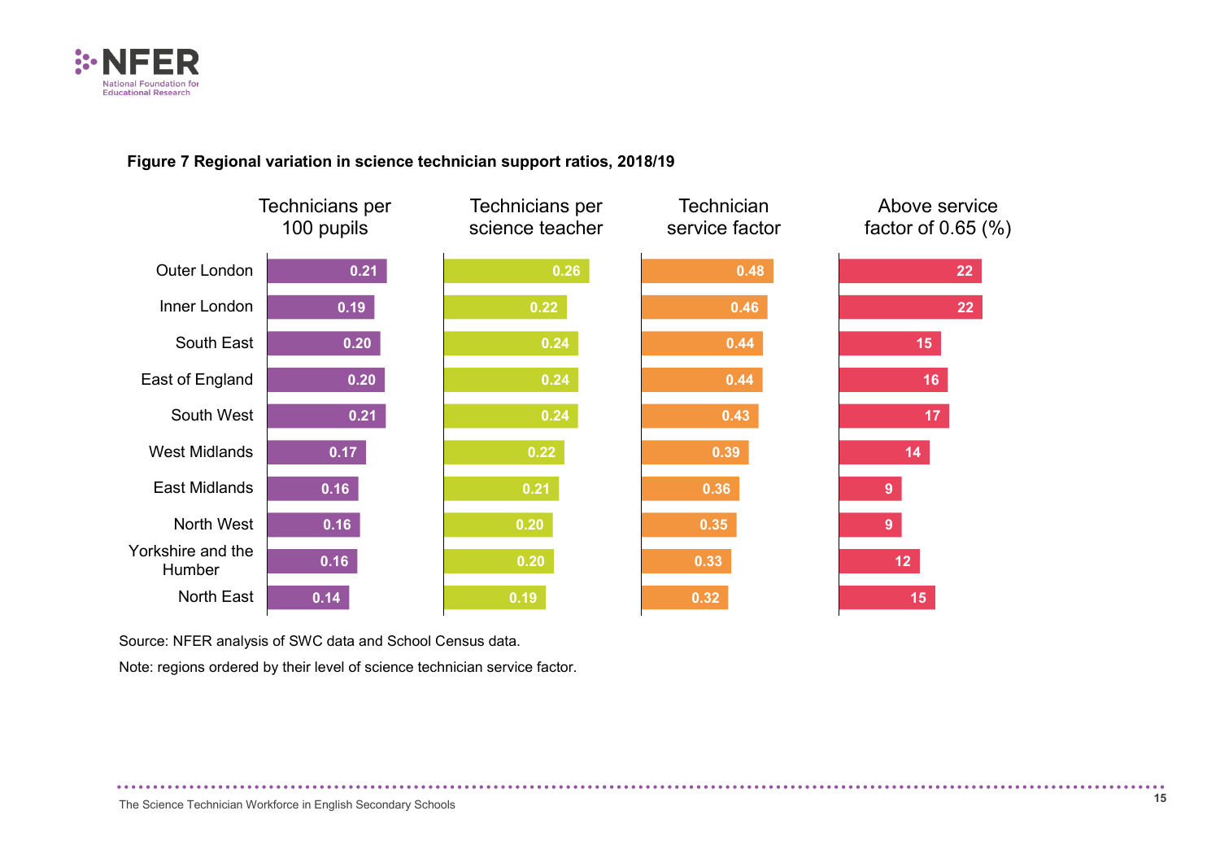**Figure 7 Regional variation in science technician support ratios, 2018/19**

| Region | Technicians per 100 pupils | Technicians per science teacher | Technician service factor | Above service factor of 0.65 (%) |
|---|---|---|---|---|
| Outer London | 0.21 | 0.26 | 0.48 | 22 |
| Inner London | 0.19 | 0.22 | 0.46 | 22 |
| South East | 0.20 | 0.24 | 0.44 | 15 |
| East of England | 0.20 | 0.24 | 0.44 | 16 |
| South West | 0.21 | 0.24 | 0.43 | 17 |
| West Midlands | 0.17 | 0.22 | 0.39 | 14 |
| East Midlands | 0.16 | 0.21 | 0.36 | 9 |
| North West | 0.16 | 0.20 | 0.35 | 9 |
| Yorkshire and the Humber | 0.16 | 0.20 | 0.33 | 12 |
| North East | 0.14 | 0.19 | 0.32 | 15 |

Source: NFER analysis of SWC data and School Census data.

Note: regions ordered by their level of science technician service factor.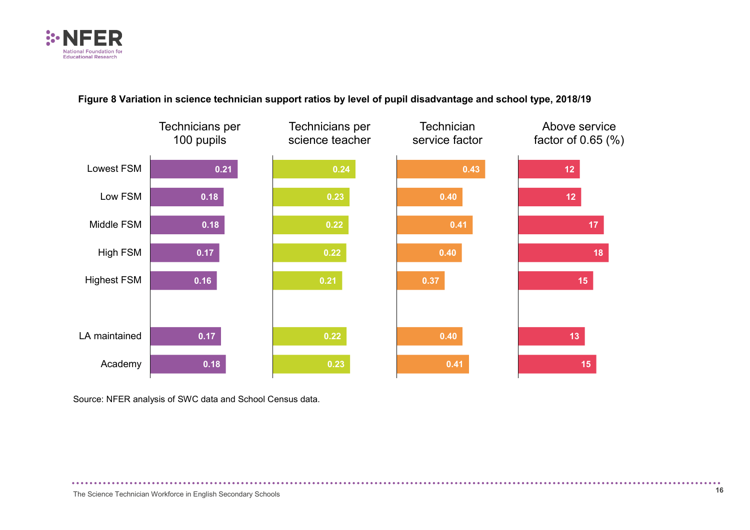**Figure 8 Variation in science technician support ratios by level of pupil disadvantage and school type, 2018/19**

| | Technicians per 100 pupils | Technicians per science teacher | Technician service factor | Above service factor of 0.65 (%) |
|---|---|---|---|---|
| Lowest FSM | 0.21 | 0.24 | 0.43 | 12 |
| Low FSM | 0.18 | 0.23 | 0.40 | 12 |
| Middle FSM | 0.18 | 0.22 | 0.41 | 17 |
| High FSM | 0.17 | 0.22 | 0.40 | 18 |
| Highest FSM | 0.16 | 0.21 | 0.37 | 15 |
| LA maintained | 0.17 | 0.22 | 0.40 | 13 |
| Academy | 0.18 | 0.23 | 0.41 | 15 |

Source: NFER analysis of SWC data and School Census data.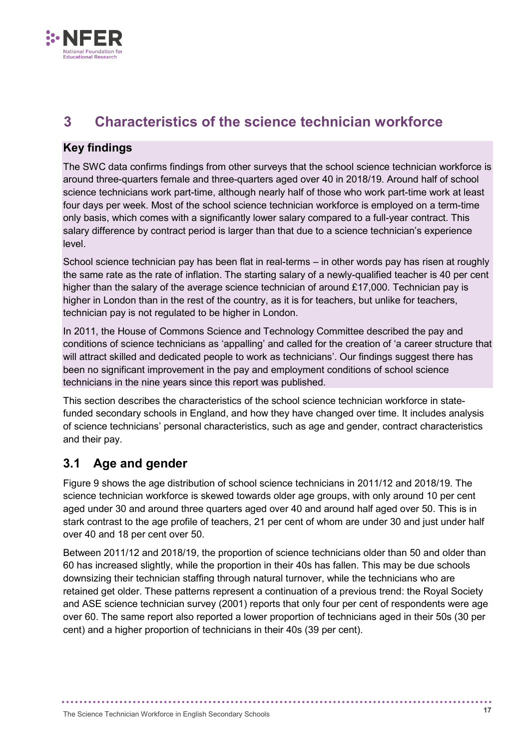# 3 Characteristics of the science technician workforce

## Key findings

The SWC data confirms findings from other surveys that the school science technician workforce is around three-quarters female and three-quarters aged over 40 in 2018/19. Around half of school science technicians work part-time, although nearly half of those who work part-time work at least four days per week. Most of the school science technician workforce is employed on a term-time only basis, which comes with a significantly lower salary compared to a full-year contract. This salary difference by contract period is larger than that due to a science technician's experience level.

School science technician pay has been flat in real-terms – in other words pay has risen at roughly the same rate as the rate of inflation. The starting salary of a newly-qualified teacher is 40 per cent higher than the salary of the average science technician of around £17,000. Technician pay is higher in London than in the rest of the country, as it is for teachers, but unlike for teachers, technician pay is not regulated to be higher in London.

In 2011, the House of Commons Science and Technology Committee described the pay and conditions of science technicians as 'appalling' and called for the creation of 'a career structure that will attract skilled and dedicated people to work as technicians'. Our findings suggest there has been no significant improvement in the pay and employment conditions of school science technicians in the nine years since this report was published.

This section describes the characteristics of the school science technician workforce in state-funded secondary schools in England, and how they have changed over time. It includes analysis of science technicians' personal characteristics, such as age and gender, contract characteristics and their pay.

## 3.1 Age and gender

Figure 9 shows the age distribution of school science technicians in 2011/12 and 2018/19. The science technician workforce is skewed towards older age groups, with only around 10 per cent aged under 30 and around three quarters aged over 40 and around half aged over 50. This is in stark contrast to the age profile of teachers, 21 per cent of whom are under 30 and just under half over 40 and 18 per cent over 50.

Between 2011/12 and 2018/19, the proportion of science technicians older than 50 and older than 60 has increased slightly, while the proportion in their 40s has fallen. This may be due schools downsizing their technician staffing through natural turnover, while the technicians who are retained get older. These patterns represent a continuation of a previous trend: the Royal Society and ASE science technician survey (2001) reports that only four per cent of respondents were age over 60. The same report also reported a lower proportion of technicians aged in their 50s (30 per cent) and a higher proportion of technicians in their 40s (39 per cent).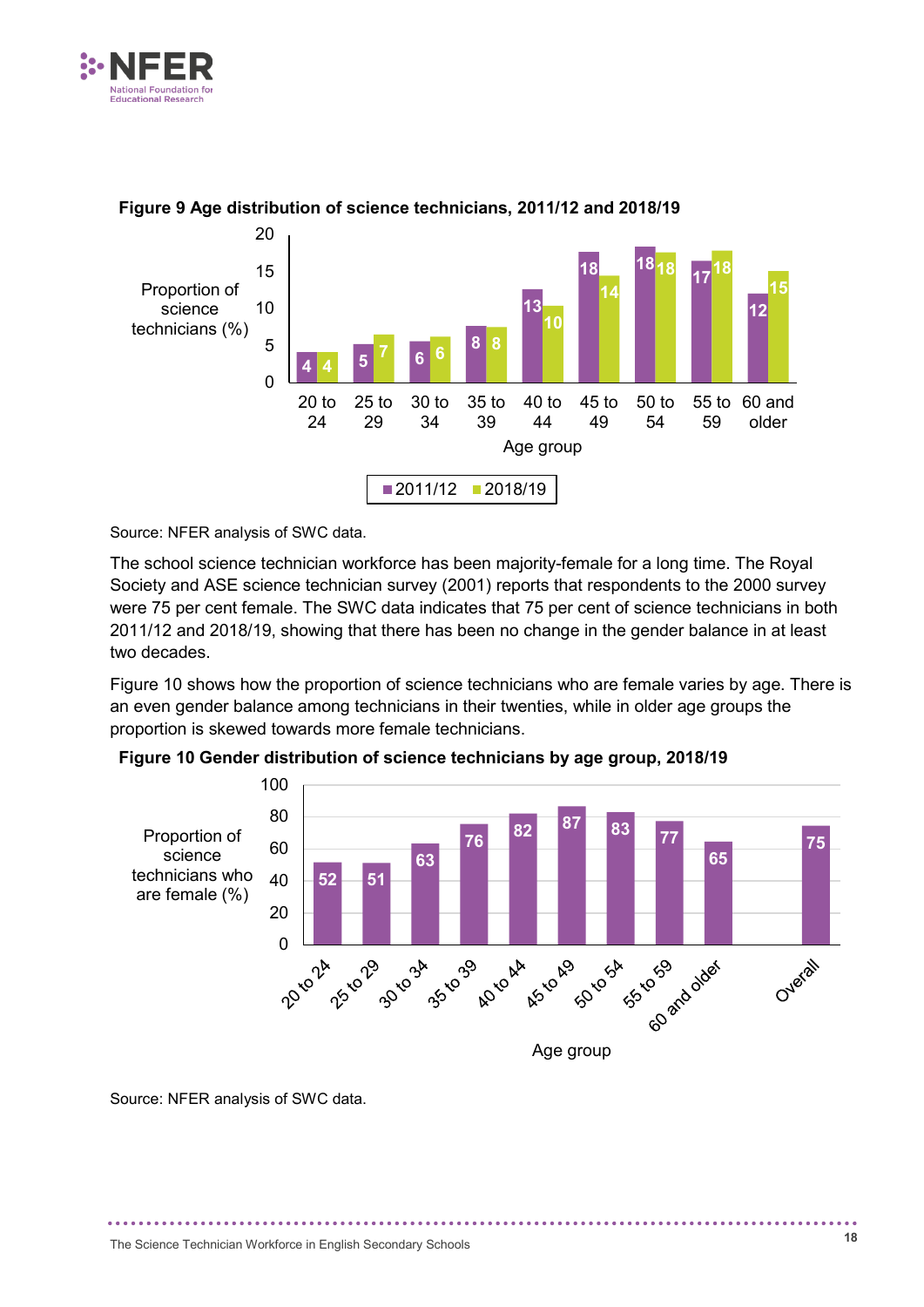**Figure 9 Age distribution of science technicians, 2011/12 and 2018/19**

| Age group | 2011/12 | 2018/19 |
|---|---|---|
| 20 to 24 | 4 | 4 |
| 25 to 29 | 5 | 7 |
| 30 to 34 | 6 | 6 |
| 35 to 39 | 8 | 8 |
| 40 to 44 | 13 | 10 |
| 45 to 49 | 18 | 14 |
| 50 to 54 | 18 | 18 |
| 55 to 59 | 17 | 18 |
| 60 and older | 12 | 15 |

Proportion of science technicians (%)

Source: NFER analysis of SWC data.

The school science technician workforce has been majority-female for a long time. The Royal Society and ASE science technician survey (2001) reports that respondents to the 2000 survey were 75 per cent female. The SWC data indicates that 75 per cent of science technicians in both 2011/12 and 2018/19, showing that there has been no change in the gender balance in at least two decades.

Figure 10 shows how the proportion of science technicians who are female varies by age. There is an even gender balance among technicians in their twenties, while in older age groups the proportion is skewed towards more female technicians.

**Figure 10 Gender distribution of science technicians by age group, 2018/19**

| Age group | Proportion of science technicians who are female (%) |
|---|---|
| 20 to 24 | 52 |
| 25 to 29 | 51 |
| 30 to 34 | 63 |
| 35 to 39 | 76 |
| 40 to 44 | 82 |
| 45 to 49 | 87 |
| 50 to 54 | 83 |
| 55 to 59 | 77 |
| 60 and older | 65 |
| Overall | 75 |

Source: NFER analysis of SWC data.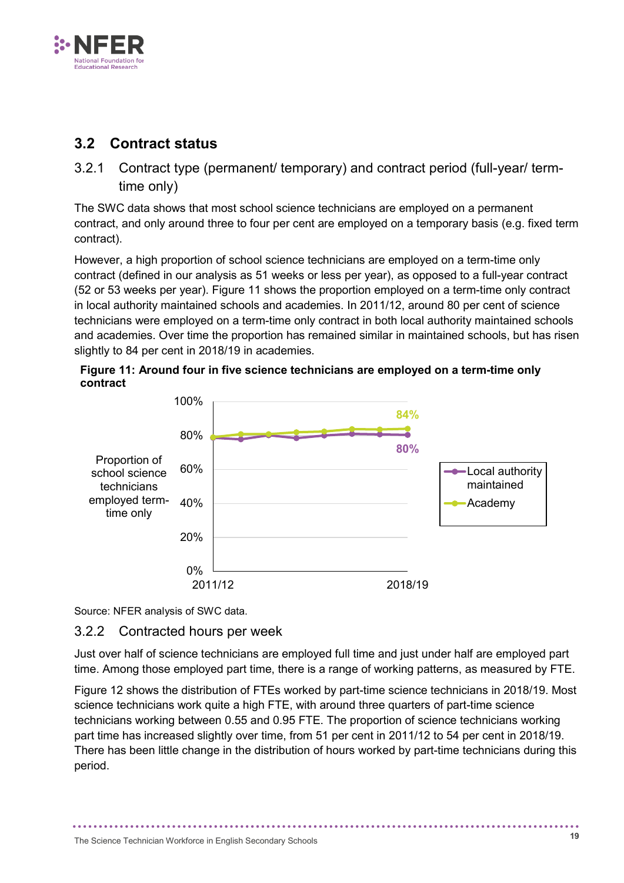## 3.2 Contract status

### 3.2.1 Contract type (permanent/ temporary) and contract period (full-year/ term-time only)

The SWC data shows that most school science technicians are employed on a permanent contract, and only around three to four per cent are employed on a temporary basis (e.g. fixed term contract).

However, a high proportion of school science technicians are employed on a term-time only contract (defined in our analysis as 51 weeks or less per year), as opposed to a full-year contract (52 or 53 weeks per year). Figure 11 shows the proportion employed on a term-time only contract in local authority maintained schools and academies. In 2011/12, around 80 per cent of science technicians were employed on a term-time only contract in both local authority maintained schools and academies. Over time the proportion has remained similar in maintained schools, but has risen slightly to 84 per cent in 2018/19 in academies.

**Figure 11: Around four in five science technicians are employed on a term-time only contract**

Source: NFER analysis of SWC data.

### 3.2.2 Contracted hours per week

Just over half of science technicians are employed full time and just under half are employed part time. Among those employed part time, there is a range of working patterns, as measured by FTE.

Figure 12 shows the distribution of FTEs worked by part-time science technicians in 2018/19. Most science technicians work quite a high FTE, with around three quarters of part-time science technicians working between 0.55 and 0.95 FTE. The proportion of science technicians working part time has increased slightly over time, from 51 per cent in 2011/12 to 54 per cent in 2018/19. There has been little change in the distribution of hours worked by part-time technicians during this period.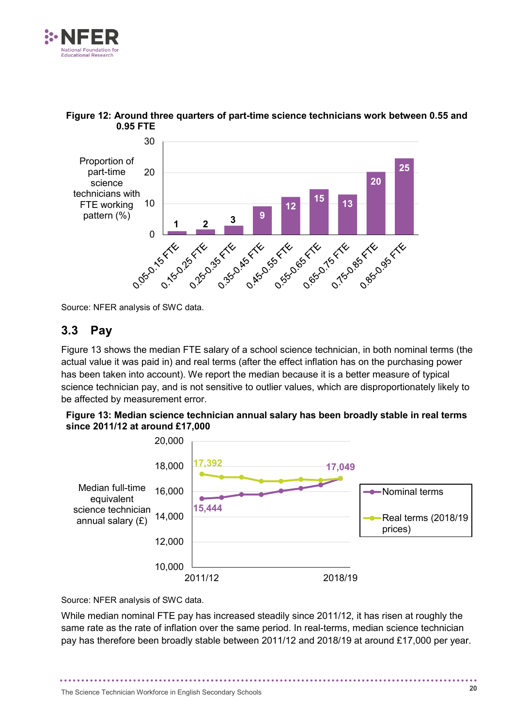**Figure 12: Around three quarters of part-time science technicians work between 0.55 and 0.95 FTE**

| FTE working pattern | Proportion of part-time science technicians with FTE working pattern (%) |
| --- | --- |
| 0.05-0.15 FTE | 1 |
| 0.15-0.25 FTE | 2 |
| 0.25-0.35 FTE | 3 |
| 0.35-0.45 FTE | 9 |
| 0.45-0.55 FTE | 12 |
| 0.55-0.65 FTE | 15 |
| 0.65-0.75 FTE | 13 |
| 0.75-0.85 FTE | 20 |
| 0.85-0.95 FTE | 25 |

Source: NFER analysis of SWC data.

## 3.3 Pay

Figure 13 shows the median FTE salary of a school science technician, in both nominal terms (the actual value it was paid in) and real terms (after the effect inflation has on the purchasing power has been taken into account). We report the median because it is a better measure of typical science technician pay, and is not sensitive to outlier values, which are disproportionately likely to be affected by measurement error.

**Figure 13: Median science technician annual salary has been broadly stable in real terms since 2011/12 at around £17,000**

| Median full-time equivalent science technician annual salary (£) | 2011/12 | 2018/19 |
| --- | --- | --- |
| Nominal terms | 15,444 | 17,049 |
| Real terms (2018/19 prices) | 17,392 | 17,049 |

Source: NFER analysis of SWC data.

While median nominal FTE pay has increased steadily since 2011/12, it has risen at roughly the same rate as the rate of inflation over the same period. In real-terms, median science technician pay has therefore been broadly stable between 2011/12 and 2018/19 at around £17,000 per year.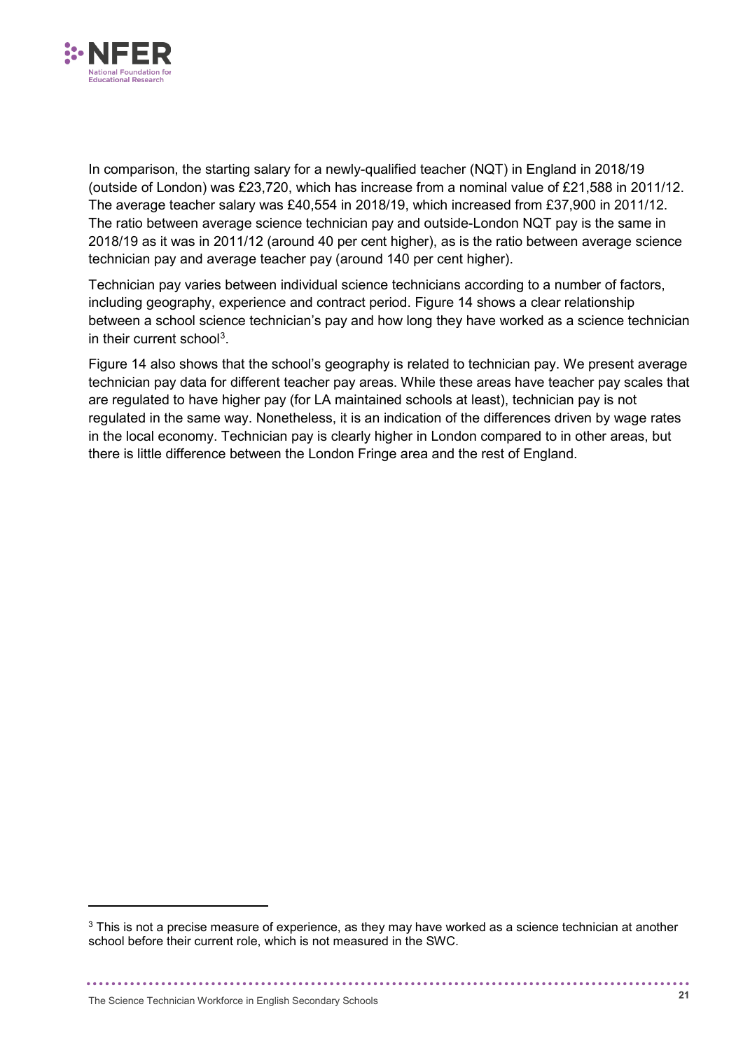In comparison, the starting salary for a newly-qualified teacher (NQT) in England in 2018/19 (outside of London) was £23,720, which has increase from a nominal value of £21,588 in 2011/12. The average teacher salary was £40,554 in 2018/19, which increased from £37,900 in 2011/12. The ratio between average science technician pay and outside-London NQT pay is the same in 2018/19 as it was in 2011/12 (around 40 per cent higher), as is the ratio between average science technician pay and average teacher pay (around 140 per cent higher).

Technician pay varies between individual science technicians according to a number of factors, including geography, experience and contract period. Figure 14 shows a clear relationship between a school science technician's pay and how long they have worked as a science technician in their current school[3].

Figure 14 also shows that the school's geography is related to technician pay. We present average technician pay data for different teacher pay areas. While these areas have teacher pay scales that are regulated to have higher pay (for LA maintained schools at least), technician pay is not regulated in the same way. Nonetheless, it is an indication of the differences driven by wage rates in the local economy. Technician pay is clearly higher in London compared to in other areas, but there is little difference between the London Fringe area and the rest of England.

---

[3] This is not a precise measure of experience, as they may have worked as a science technician at another school before their current role, which is not measured in the SWC.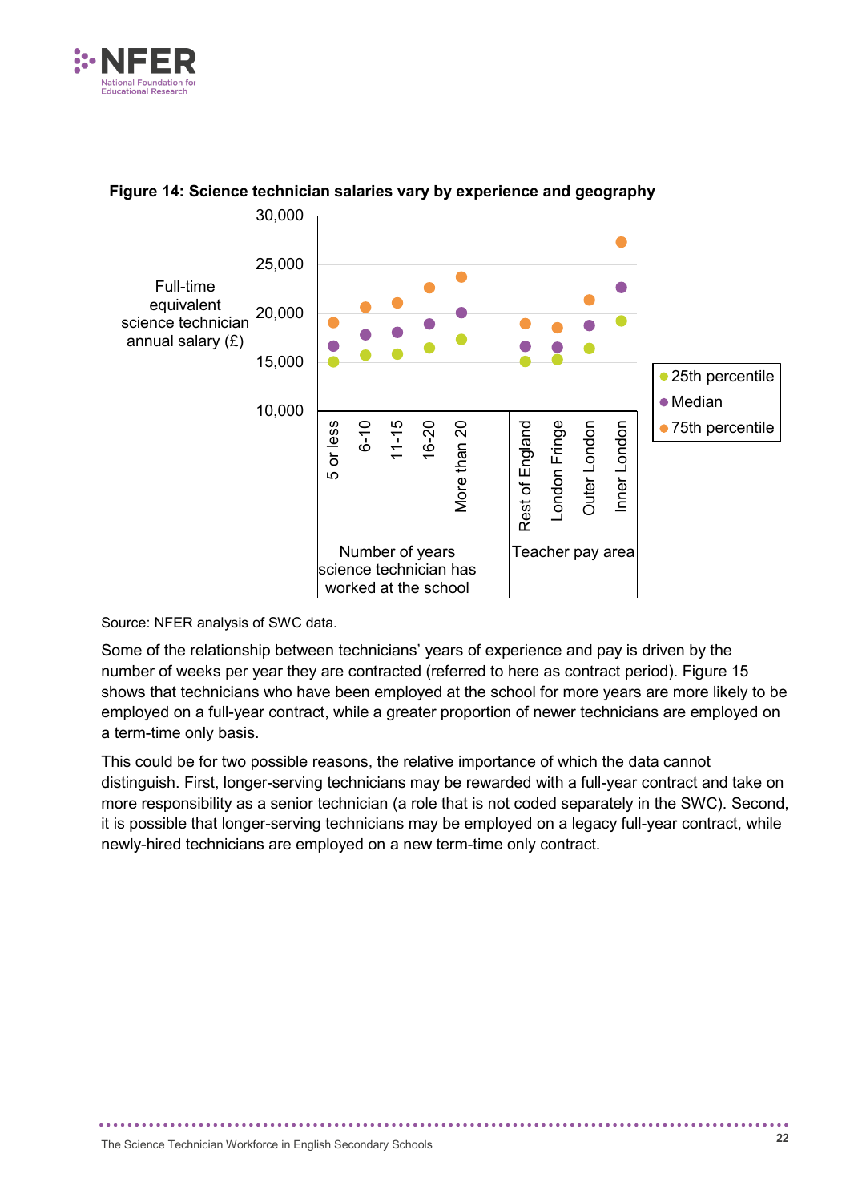**Figure 14: Science technician salaries vary by experience and geography**

Source: NFER analysis of SWC data.

Some of the relationship between technicians' years of experience and pay is driven by the number of weeks per year they are contracted (referred to here as contract period). Figure 15 shows that technicians who have been employed at the school for more years are more likely to be employed on a full-year contract, while a greater proportion of newer technicians are employed on a term-time only basis.

This could be for two possible reasons, the relative importance of which the data cannot distinguish. First, longer-serving technicians may be rewarded with a full-year contract and take on more responsibility as a senior technician (a role that is not coded separately in the SWC). Second, it is possible that longer-serving technicians may be employed on a legacy full-year contract, while newly-hired technicians are employed on a new term-time only contract.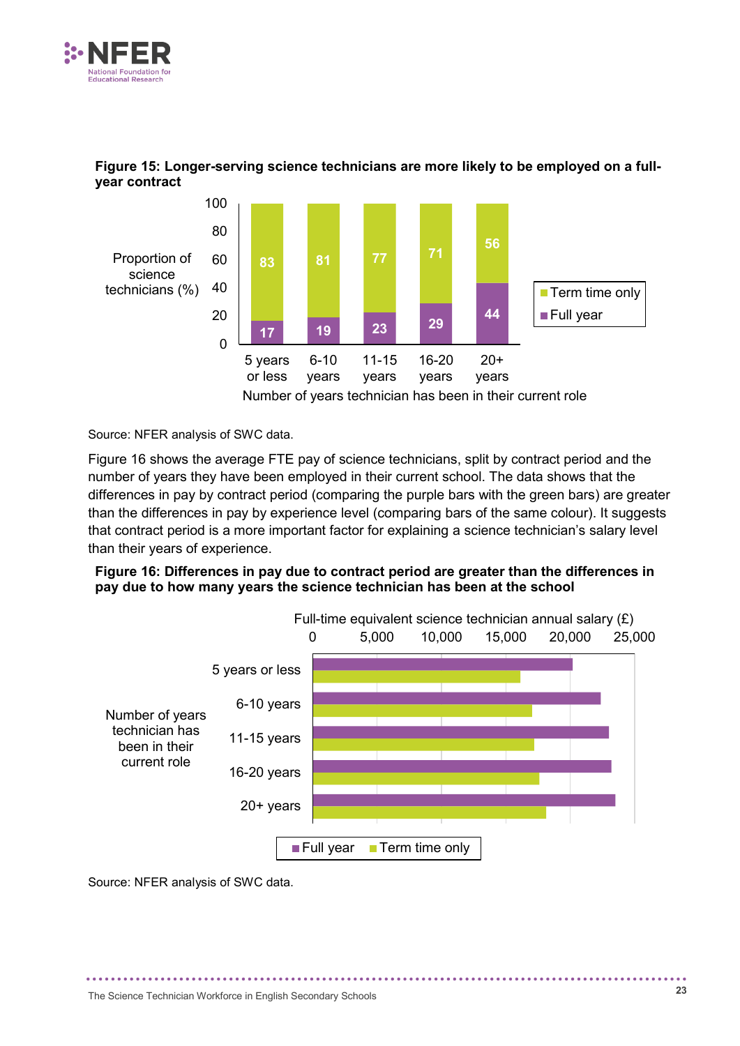**Figure 15: Longer-serving science technicians are more likely to be employed on a full-year contract**

| Number of years technician has been in their current role | Term time only (%) | Full year (%) |
|---|---|---|
| 5 years or less | 83 | 17 |
| 6-10 years | 81 | 19 |
| 11-15 years | 77 | 23 |
| 16-20 years | 71 | 29 |
| 20+ years | 56 | 44 |

Source: NFER analysis of SWC data.

Figure 16 shows the average FTE pay of science technicians, split by contract period and the number of years they have been employed in their current school. The data shows that the differences in pay by contract period (comparing the purple bars with the green bars) are greater than the differences in pay by experience level (comparing bars of the same colour). It suggests that contract period is a more important factor for explaining a science technician's salary level than their years of experience.

**Figure 16: Differences in pay due to contract period are greater than the differences in pay due to how many years the science technician has been at the school**

Source: NFER analysis of SWC data.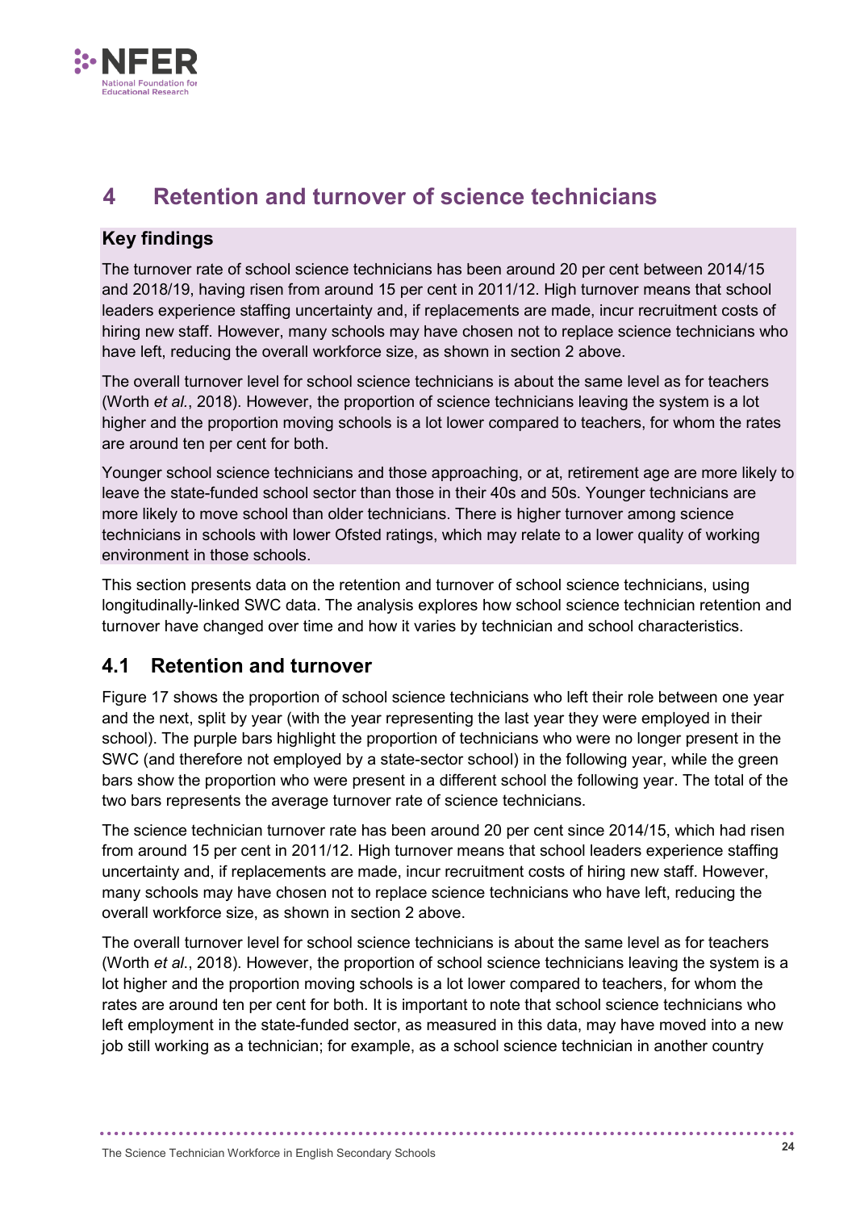# 4 Retention and turnover of science technicians

**Key findings**

The turnover rate of school science technicians has been around 20 per cent between 2014/15 and 2018/19, having risen from around 15 per cent in 2011/12. High turnover means that school leaders experience staffing uncertainty and, if replacements are made, incur recruitment costs of hiring new staff. However, many schools may have chosen not to replace science technicians who have left, reducing the overall workforce size, as shown in section 2 above.

The overall turnover level for school science technicians is about the same level as for teachers (Worth *et al.*, 2018). However, the proportion of science technicians leaving the system is a lot higher and the proportion moving schools is a lot lower compared to teachers, for whom the rates are around ten per cent for both.

Younger school science technicians and those approaching, or at, retirement age are more likely to leave the state-funded school sector than those in their 40s and 50s. Younger technicians are more likely to move school than older technicians. There is higher turnover among science technicians in schools with lower Ofsted ratings, which may relate to a lower quality of working environment in those schools.

This section presents data on the retention and turnover of school science technicians, using longitudinally-linked SWC data. The analysis explores how school science technician retention and turnover have changed over time and how it varies by technician and school characteristics.

## 4.1 Retention and turnover

Figure 17 shows the proportion of school science technicians who left their role between one year and the next, split by year (with the year representing the last year they were employed in their school). The purple bars highlight the proportion of technicians who were no longer present in the SWC (and therefore not employed by a state-sector school) in the following year, while the green bars show the proportion who were present in a different school the following year. The total of the two bars represents the average turnover rate of science technicians.

The science technician turnover rate has been around 20 per cent since 2014/15, which had risen from around 15 per cent in 2011/12. High turnover means that school leaders experience staffing uncertainty and, if replacements are made, incur recruitment costs of hiring new staff. However, many schools may have chosen not to replace science technicians who have left, reducing the overall workforce size, as shown in section 2 above.

The overall turnover level for school science technicians is about the same level as for teachers (Worth *et al.*, 2018). However, the proportion of school science technicians leaving the system is a lot higher and the proportion moving schools is a lot lower compared to teachers, for whom the rates are around ten per cent for both. It is important to note that school science technicians who left employment in the state-funded sector, as measured in this data, may have moved into a new job still working as a technician; for example, as a school science technician in another country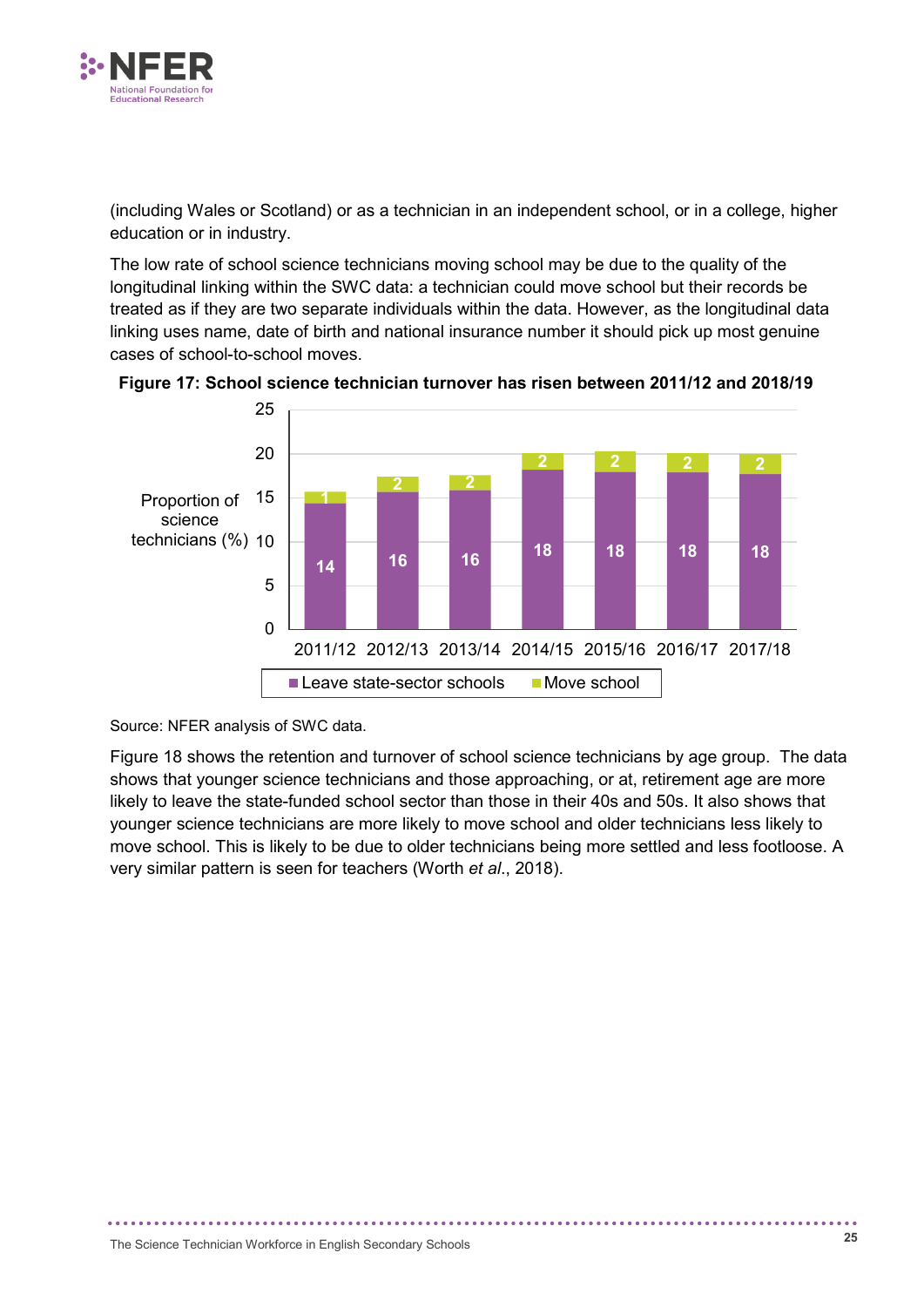(including Wales or Scotland) or as a technician in an independent school, or in a college, higher education or in industry.

The low rate of school science technicians moving school may be due to the quality of the longitudinal linking within the SWC data: a technician could move school but their records be treated as if they are two separate individuals within the data. However, as the longitudinal data linking uses name, date of birth and national insurance number it should pick up most genuine cases of school-to-school moves.

**Figure 17: School science technician turnover has risen between 2011/12 and 2018/19**

| Year | Leave state-sector schools (%) | Move school (%) |
|---|---|---|
| 2011/12 | 14 | 1 |
| 2012/13 | 16 | 2 |
| 2013/14 | 16 | 2 |
| 2014/15 | 18 | 2 |
| 2015/16 | 18 | 2 |
| 2016/17 | 18 | 2 |
| 2017/18 | 18 | 2 |

Source: NFER analysis of SWC data.

Figure 18 shows the retention and turnover of school science technicians by age group. The data shows that younger science technicians and those approaching, or at, retirement age are more likely to leave the state-funded school sector than those in their 40s and 50s. It also shows that younger science technicians are more likely to move school and older technicians less likely to move school. This is likely to be due to older technicians being more settled and less footloose. A very similar pattern is seen for teachers (Worth *et al*., 2018).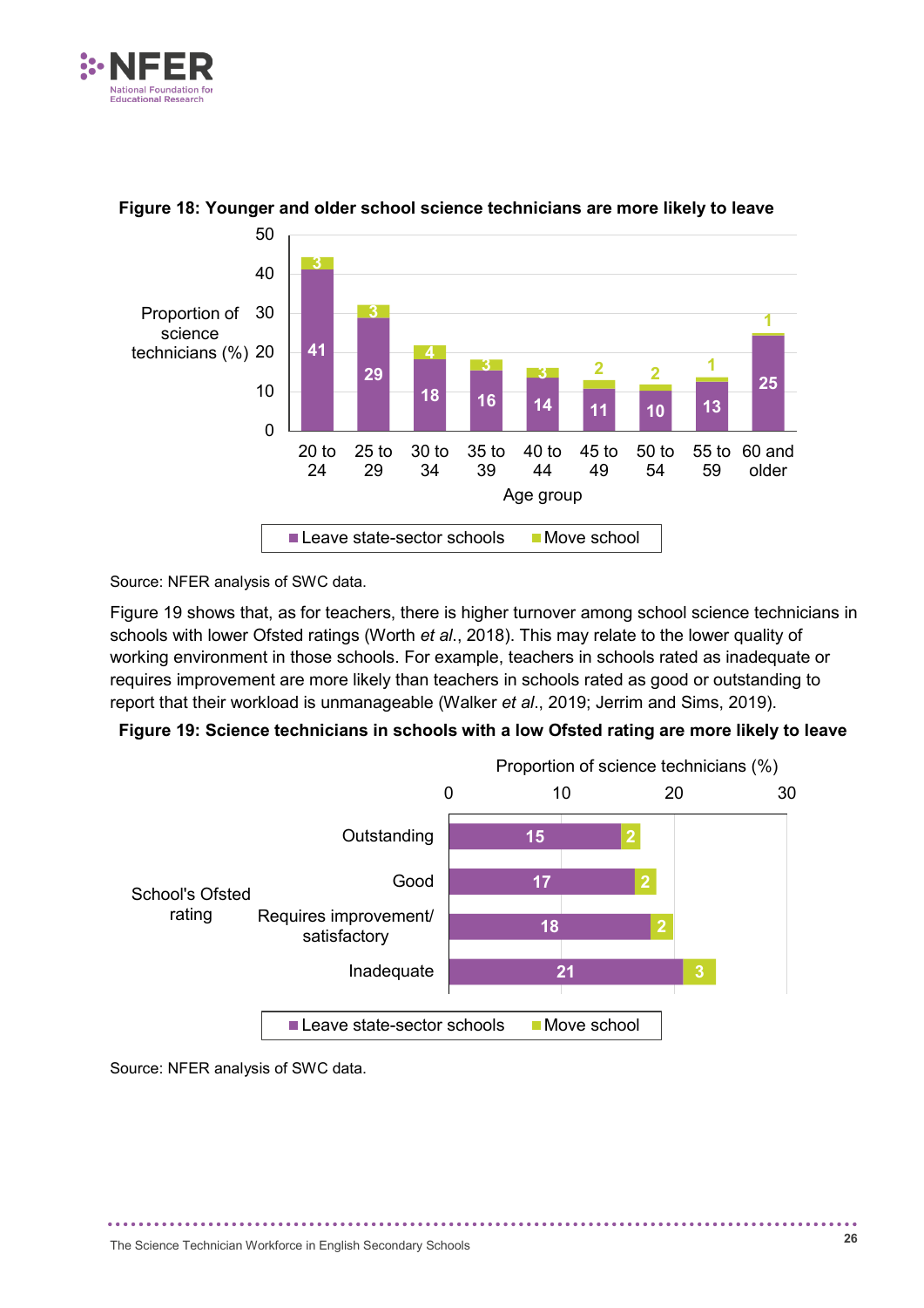**Figure 18: Younger and older school science technicians are more likely to leave**

| Age group | Leave state-sector schools (%) | Move school (%) |
|---|---|---|
| 20 to 24 | 41 | 3 |
| 25 to 29 | 29 | 3 |
| 30 to 34 | 18 | 4 |
| 35 to 39 | 16 | 3 |
| 40 to 44 | 14 | 3 |
| 45 to 49 | 11 | 2 |
| 50 to 54 | 10 | 2 |
| 55 to 59 | 13 | 1 |
| 60 and older | 25 | 1 |

Source: NFER analysis of SWC data.

Figure 19 shows that, as for teachers, there is higher turnover among school science technicians in schools with lower Ofsted ratings (Worth *et al*., 2018). This may relate to the lower quality of working environment in those schools. For example, teachers in schools rated as inadequate or requires improvement are more likely than teachers in schools rated as good or outstanding to report that their workload is unmanageable (Walker *et al*., 2019; Jerrim and Sims, 2019).

**Figure 19: Science technicians in schools with a low Ofsted rating are more likely to leave**

| School's Ofsted rating | Leave state-sector schools (%) | Move school (%) |
|---|---|---|
| Outstanding | 15 | 2 |
| Good | 17 | 2 |
| Requires improvement/ satisfactory | 18 | 2 |
| Inadequate | 21 | 3 |

Source: NFER analysis of SWC data.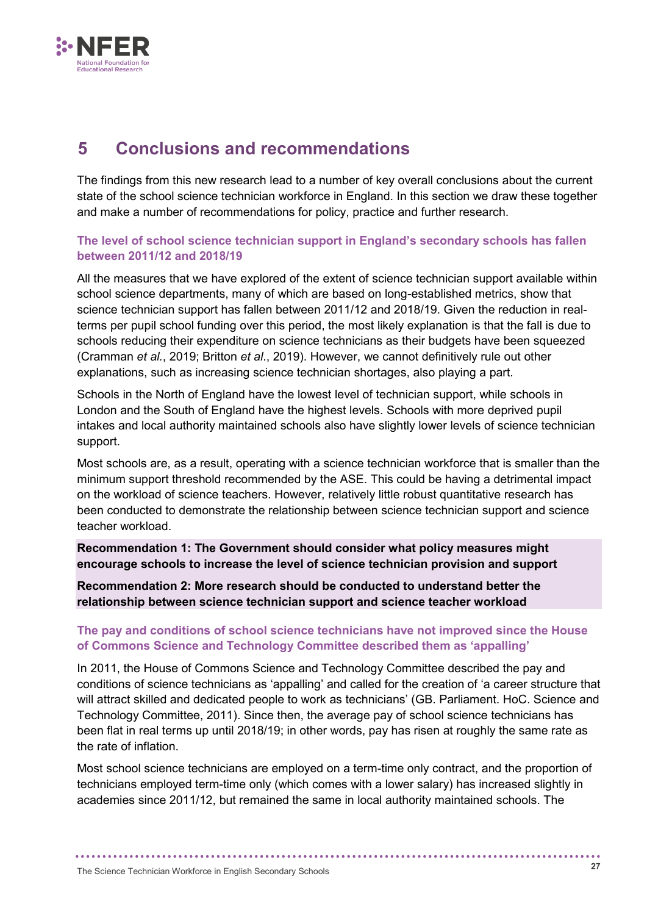# 5 Conclusions and recommendations

The findings from this new research lead to a number of key overall conclusions about the current state of the school science technician workforce in England. In this section we draw these together and make a number of recommendations for policy, practice and further research.

### The level of school science technician support in England's secondary schools has fallen between 2011/12 and 2018/19

All the measures that we have explored of the extent of science technician support available within school science departments, many of which are based on long-established metrics, show that science technician support has fallen between 2011/12 and 2018/19. Given the reduction in real-terms per pupil school funding over this period, the most likely explanation is that the fall is due to schools reducing their expenditure on science technicians as their budgets have been squeezed (Cramman *et al.*, 2019; Britton *et al*., 2019). However, we cannot definitively rule out other explanations, such as increasing science technician shortages, also playing a part.

Schools in the North of England have the lowest level of technician support, while schools in London and the South of England have the highest levels. Schools with more deprived pupil intakes and local authority maintained schools also have slightly lower levels of science technician support.

Most schools are, as a result, operating with a science technician workforce that is smaller than the minimum support threshold recommended by the ASE. This could be having a detrimental impact on the workload of science teachers. However, relatively little robust quantitative research has been conducted to demonstrate the relationship between science technician support and science teacher workload.

**Recommendation 1: The Government should consider what policy measures might encourage schools to increase the level of science technician provision and support**

**Recommendation 2: More research should be conducted to understand better the relationship between science technician support and science teacher workload**

### The pay and conditions of school science technicians have not improved since the House of Commons Science and Technology Committee described them as 'appalling'

In 2011, the House of Commons Science and Technology Committee described the pay and conditions of science technicians as 'appalling' and called for the creation of 'a career structure that will attract skilled and dedicated people to work as technicians' (GB. Parliament. HoC. Science and Technology Committee, 2011). Since then, the average pay of school science technicians has been flat in real terms up until 2018/19; in other words, pay has risen at roughly the same rate as the rate of inflation.

Most school science technicians are employed on a term-time only contract, and the proportion of technicians employed term-time only (which comes with a lower salary) has increased slightly in academies since 2011/12, but remained the same in local authority maintained schools. The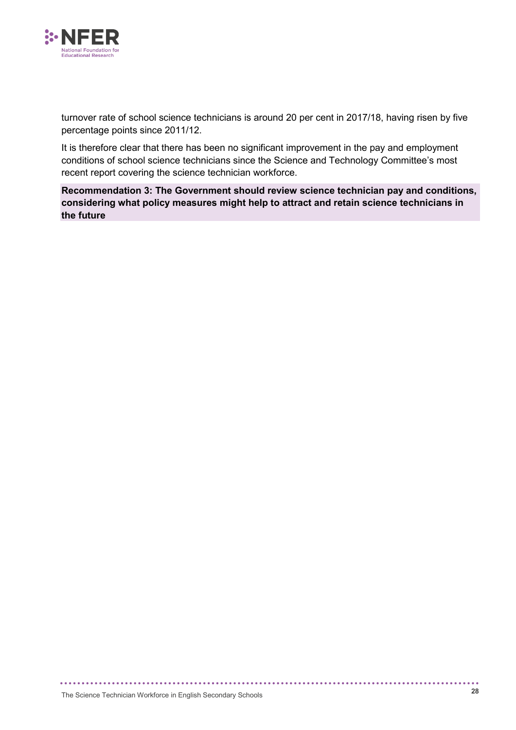turnover rate of school science technicians is around 20 per cent in 2017/18, having risen by five percentage points since 2011/12.

It is therefore clear that there has been no significant improvement in the pay and employment conditions of school science technicians since the Science and Technology Committee's most recent report covering the science technician workforce.

**Recommendation 3: The Government should review science technician pay and conditions, considering what policy measures might help to attract and retain science technicians in the future**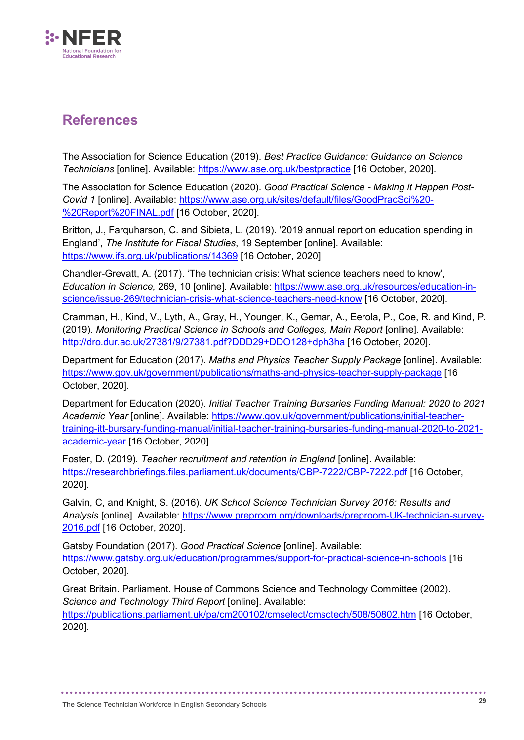## References

The Association for Science Education (2019). *Best Practice Guidance: Guidance on Science Technicians* [online]. Available: https://www.ase.org.uk/bestpractice [16 October, 2020].

The Association for Science Education (2020). *Good Practical Science - Making it Happen Post-Covid 1* [online]. Available: https://www.ase.org.uk/sites/default/files/GoodPracSci%20-%20Report%20FINAL.pdf [16 October, 2020].

Britton, J., Farquharson, C. and Sibieta, L. (2019). '2019 annual report on education spending in England', *The Institute for Fiscal Studies*, 19 September [online]. Available: https://www.ifs.org.uk/publications/14369 [16 October, 2020].

Chandler-Grevatt, A. (2017). 'The technician crisis: What science teachers need to know', *Education in Science,* 269, 10 [online]. Available: https://www.ase.org.uk/resources/education-in-science/issue-269/technician-crisis-what-science-teachers-need-know [16 October, 2020].

Cramman, H., Kind, V., Lyth, A., Gray, H., Younger, K., Gemar, A., Eerola, P., Coe, R. and Kind, P. (2019). *Monitoring Practical Science in Schools and Colleges, Main Report* [online]. Available: http://dro.dur.ac.uk/27381/9/27381.pdf?DDD29+DDO128+dph3ha [16 October, 2020].

Department for Education (2017). *Maths and Physics Teacher Supply Package* [online]. Available: https://www.gov.uk/government/publications/maths-and-physics-teacher-supply-package [16 October, 2020].

Department for Education (2020). *Initial Teacher Training Bursaries Funding Manual: 2020 to 2021 Academic Year* [online]. Available: https://www.gov.uk/government/publications/initial-teacher-training-itt-bursary-funding-manual/initial-teacher-training-bursaries-funding-manual-2020-to-2021-academic-year [16 October, 2020].

Foster, D. (2019). *Teacher recruitment and retention in England* [online]. Available: https://researchbriefings.files.parliament.uk/documents/CBP-7222/CBP-7222.pdf [16 October, 2020].

Galvin, C, and Knight, S. (2016). *UK School Science Technician Survey 2016: Results and Analysis* [online]. Available: https://www.preproom.org/downloads/preproom-UK-technician-survey-2016.pdf [16 October, 2020].

Gatsby Foundation (2017). *Good Practical Science* [online]. Available: https://www.gatsby.org.uk/education/programmes/support-for-practical-science-in-schools [16 October, 2020].

Great Britain. Parliament. House of Commons Science and Technology Committee (2002). *Science and Technology Third Report* [online]. Available: https://publications.parliament.uk/pa/cm200102/cmselect/cmsctech/508/50802.htm [16 October, 2020].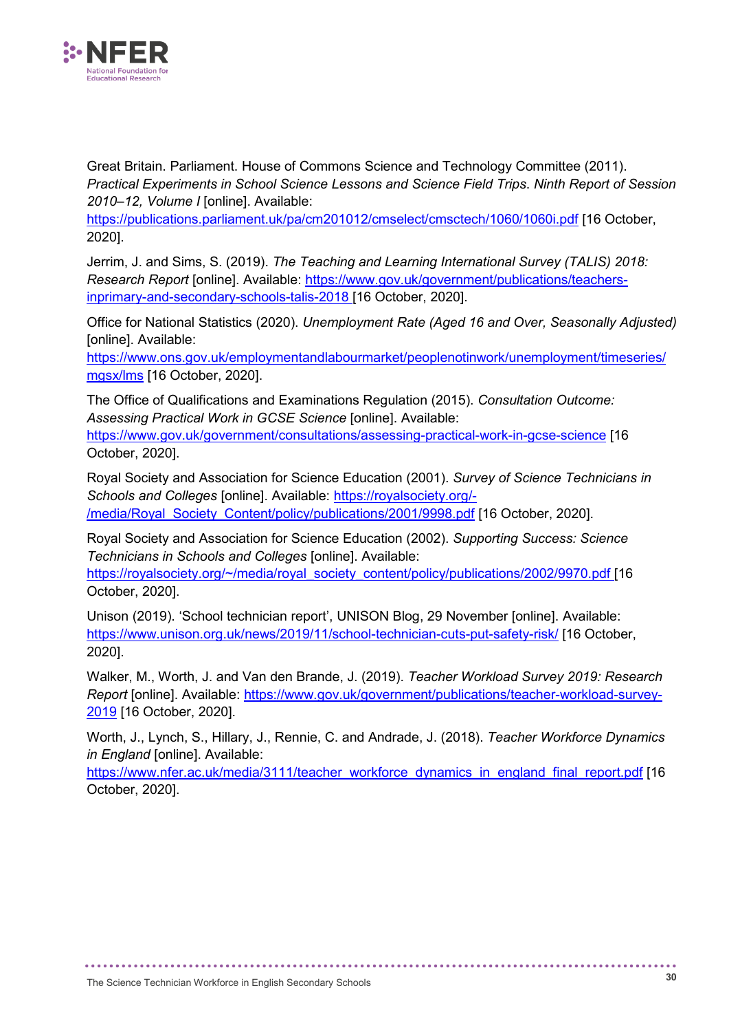Great Britain. Parliament. House of Commons Science and Technology Committee (2011). *Practical Experiments in School Science Lessons and Science Field Trips. Ninth Report of Session 2010–12, Volume I* [online]. Available: https://publications.parliament.uk/pa/cm201012/cmselect/cmsctech/1060/1060i.pdf [16 October, 2020].

Jerrim, J. and Sims, S. (2019). *The Teaching and Learning International Survey (TALIS) 2018: Research Report* [online]. Available: https://www.gov.uk/government/publications/teachers-inprimary-and-secondary-schools-talis-2018 [16 October, 2020].

Office for National Statistics (2020). *Unemployment Rate (Aged 16 and Over, Seasonally Adjusted)* [online]. Available: https://www.ons.gov.uk/employmentandlabourmarket/peoplenotinwork/unemployment/timeseries/mgsx/lms [16 October, 2020].

The Office of Qualifications and Examinations Regulation (2015). *Consultation Outcome: Assessing Practical Work in GCSE Science* [online]. Available: https://www.gov.uk/government/consultations/assessing-practical-work-in-gcse-science [16 October, 2020].

Royal Society and Association for Science Education (2001). *Survey of Science Technicians in Schools and Colleges* [online]. Available: https://royalsociety.org/-/media/Royal_Society_Content/policy/publications/2001/9998.pdf [16 October, 2020].

Royal Society and Association for Science Education (2002). *Supporting Success: Science Technicians in Schools and Colleges* [online]. Available: https://royalsociety.org/~/media/royal_society_content/policy/publications/2002/9970.pdf [16 October, 2020].

Unison (2019). 'School technician report', UNISON Blog, 29 November [online]. Available: https://www.unison.org.uk/news/2019/11/school-technician-cuts-put-safety-risk/ [16 October, 2020].

Walker, M., Worth, J. and Van den Brande, J. (2019). *Teacher Workload Survey 2019: Research Report* [online]. Available: https://www.gov.uk/government/publications/teacher-workload-survey-2019 [16 October, 2020].

Worth, J., Lynch, S., Hillary, J., Rennie, C. and Andrade, J. (2018). *Teacher Workforce Dynamics in England* [online]. Available: https://www.nfer.ac.uk/media/3111/teacher_workforce_dynamics_in_england_final_report.pdf [16 October, 2020].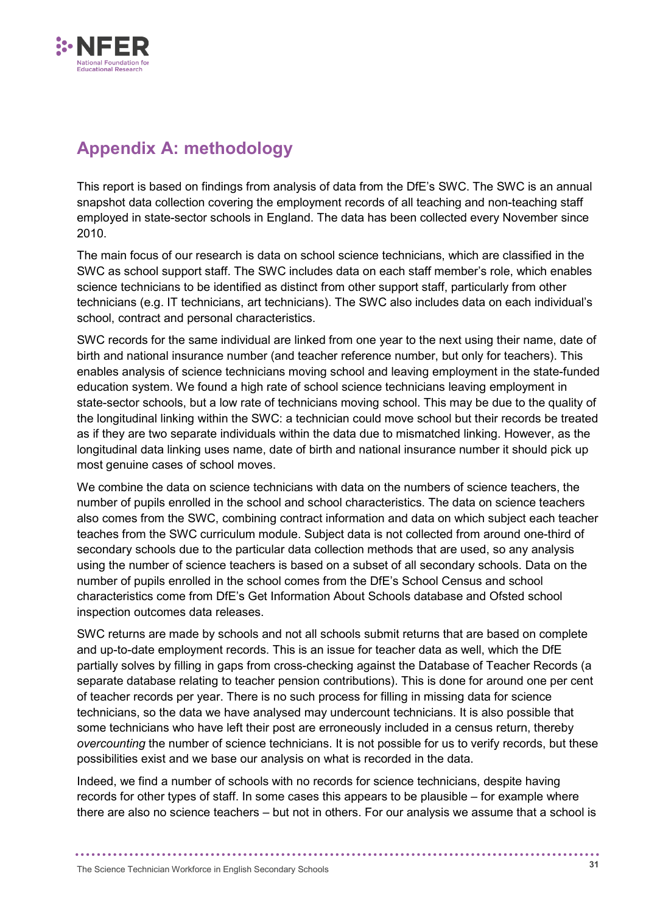# Appendix A: methodology

This report is based on findings from analysis of data from the DfE's SWC. The SWC is an annual snapshot data collection covering the employment records of all teaching and non-teaching staff employed in state-sector schools in England. The data has been collected every November since 2010.

The main focus of our research is data on school science technicians, which are classified in the SWC as school support staff. The SWC includes data on each staff member's role, which enables science technicians to be identified as distinct from other support staff, particularly from other technicians (e.g. IT technicians, art technicians). The SWC also includes data on each individual's school, contract and personal characteristics.

SWC records for the same individual are linked from one year to the next using their name, date of birth and national insurance number (and teacher reference number, but only for teachers). This enables analysis of science technicians moving school and leaving employment in the state-funded education system. We found a high rate of school science technicians leaving employment in state-sector schools, but a low rate of technicians moving school. This may be due to the quality of the longitudinal linking within the SWC: a technician could move school but their records be treated as if they are two separate individuals within the data due to mismatched linking. However, as the longitudinal data linking uses name, date of birth and national insurance number it should pick up most genuine cases of school moves.

We combine the data on science technicians with data on the numbers of science teachers, the number of pupils enrolled in the school and school characteristics. The data on science teachers also comes from the SWC, combining contract information and data on which subject each teacher teaches from the SWC curriculum module. Subject data is not collected from around one-third of secondary schools due to the particular data collection methods that are used, so any analysis using the number of science teachers is based on a subset of all secondary schools. Data on the number of pupils enrolled in the school comes from the DfE's School Census and school characteristics come from DfE's Get Information About Schools database and Ofsted school inspection outcomes data releases.

SWC returns are made by schools and not all schools submit returns that are based on complete and up-to-date employment records. This is an issue for teacher data as well, which the DfE partially solves by filling in gaps from cross-checking against the Database of Teacher Records (a separate database relating to teacher pension contributions). This is done for around one per cent of teacher records per year. There is no such process for filling in missing data for science technicians, so the data we have analysed may undercount technicians. It is also possible that some technicians who have left their post are erroneously included in a census return, thereby *overcounting* the number of science technicians. It is not possible for us to verify records, but these possibilities exist and we base our analysis on what is recorded in the data.

Indeed, we find a number of schools with no records for science technicians, despite having records for other types of staff. In some cases this appears to be plausible – for example where there are also no science teachers – but not in others. For our analysis we assume that a school is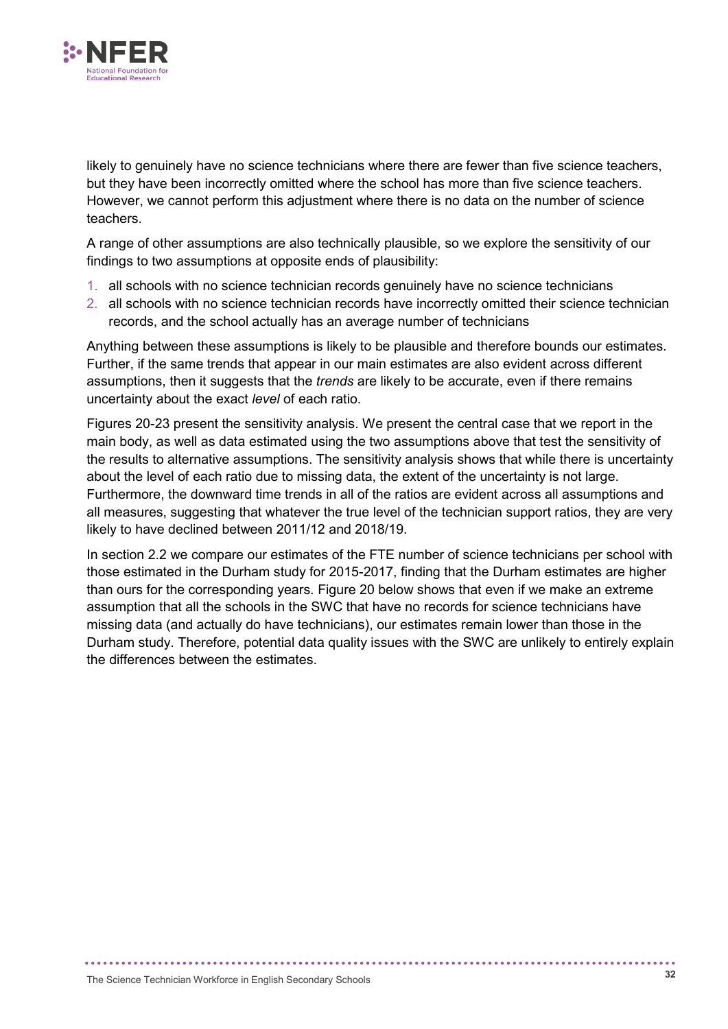likely to genuinely have no science technicians where there are fewer than five science teachers, but they have been incorrectly omitted where the school has more than five science teachers. However, we cannot perform this adjustment where there is no data on the number of science teachers.

A range of other assumptions are also technically plausible, so we explore the sensitivity of our findings to two assumptions at opposite ends of plausibility:

1. all schools with no science technician records genuinely have no science technicians
2. all schools with no science technician records have incorrectly omitted their science technician records, and the school actually has an average number of technicians

Anything between these assumptions is likely to be plausible and therefore bounds our estimates. Further, if the same trends that appear in our main estimates are also evident across different assumptions, then it suggests that the *trends* are likely to be accurate, even if there remains uncertainty about the exact *level* of each ratio.

Figures 20-23 present the sensitivity analysis. We present the central case that we report in the main body, as well as data estimated using the two assumptions above that test the sensitivity of the results to alternative assumptions. The sensitivity analysis shows that while there is uncertainty about the level of each ratio due to missing data, the extent of the uncertainty is not large. Furthermore, the downward time trends in all of the ratios are evident across all assumptions and all measures, suggesting that whatever the true level of the technician support ratios, they are very likely to have declined between 2011/12 and 2018/19.

In section 2.2 we compare our estimates of the FTE number of science technicians per school with those estimated in the Durham study for 2015-2017, finding that the Durham estimates are higher than ours for the corresponding years. Figure 20 below shows that even if we make an extreme assumption that all the schools in the SWC that have no records for science technicians have missing data (and actually do have technicians), our estimates remain lower than those in the Durham study. Therefore, potential data quality issues with the SWC are unlikely to entirely explain the differences between the estimates.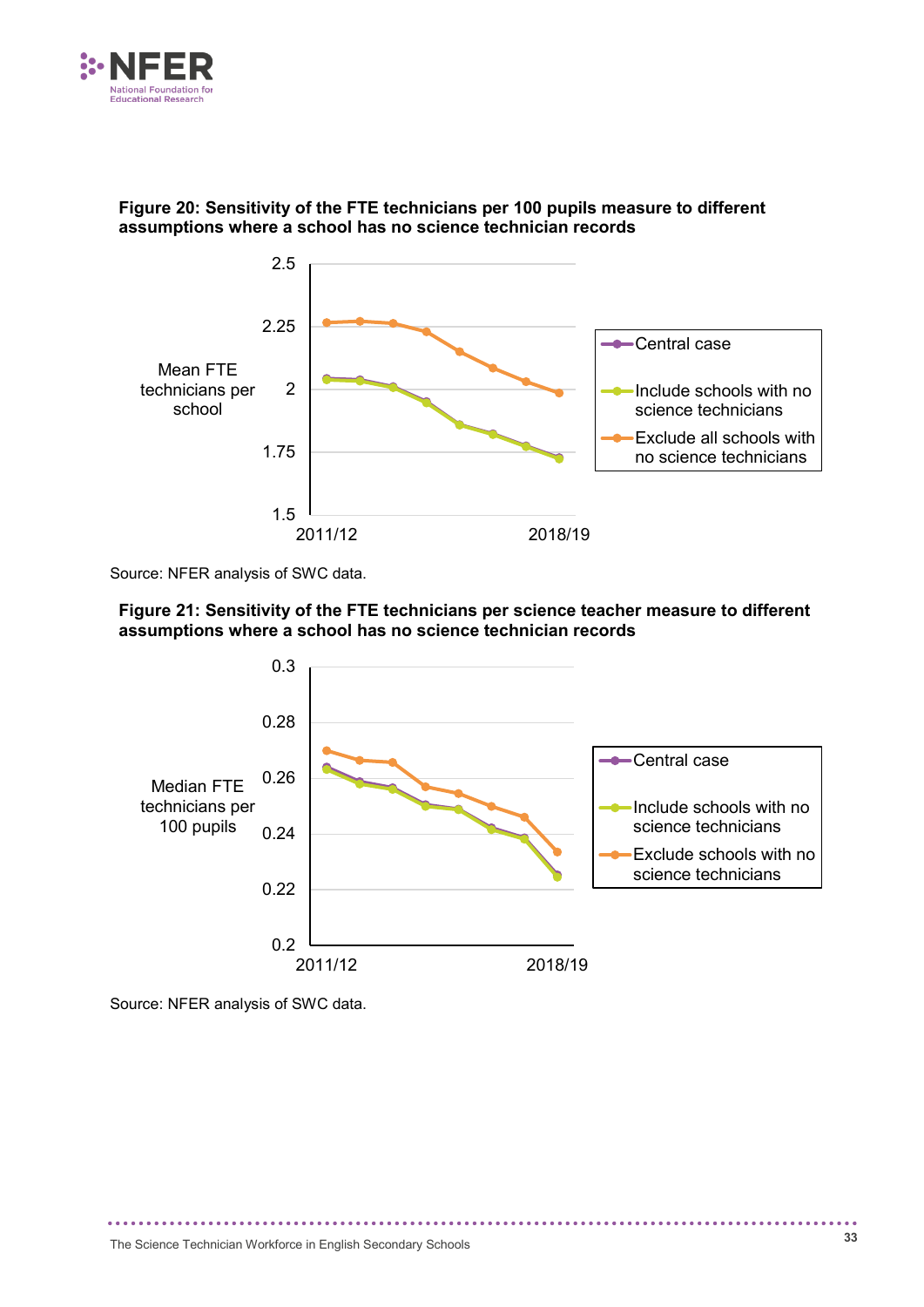**Figure 20: Sensitivity of the FTE technicians per 100 pupils measure to different assumptions where a school has no science technician records**

Source: NFER analysis of SWC data.

**Figure 21: Sensitivity of the FTE technicians per science teacher measure to different assumptions where a school has no science technician records**

Source: NFER analysis of SWC data.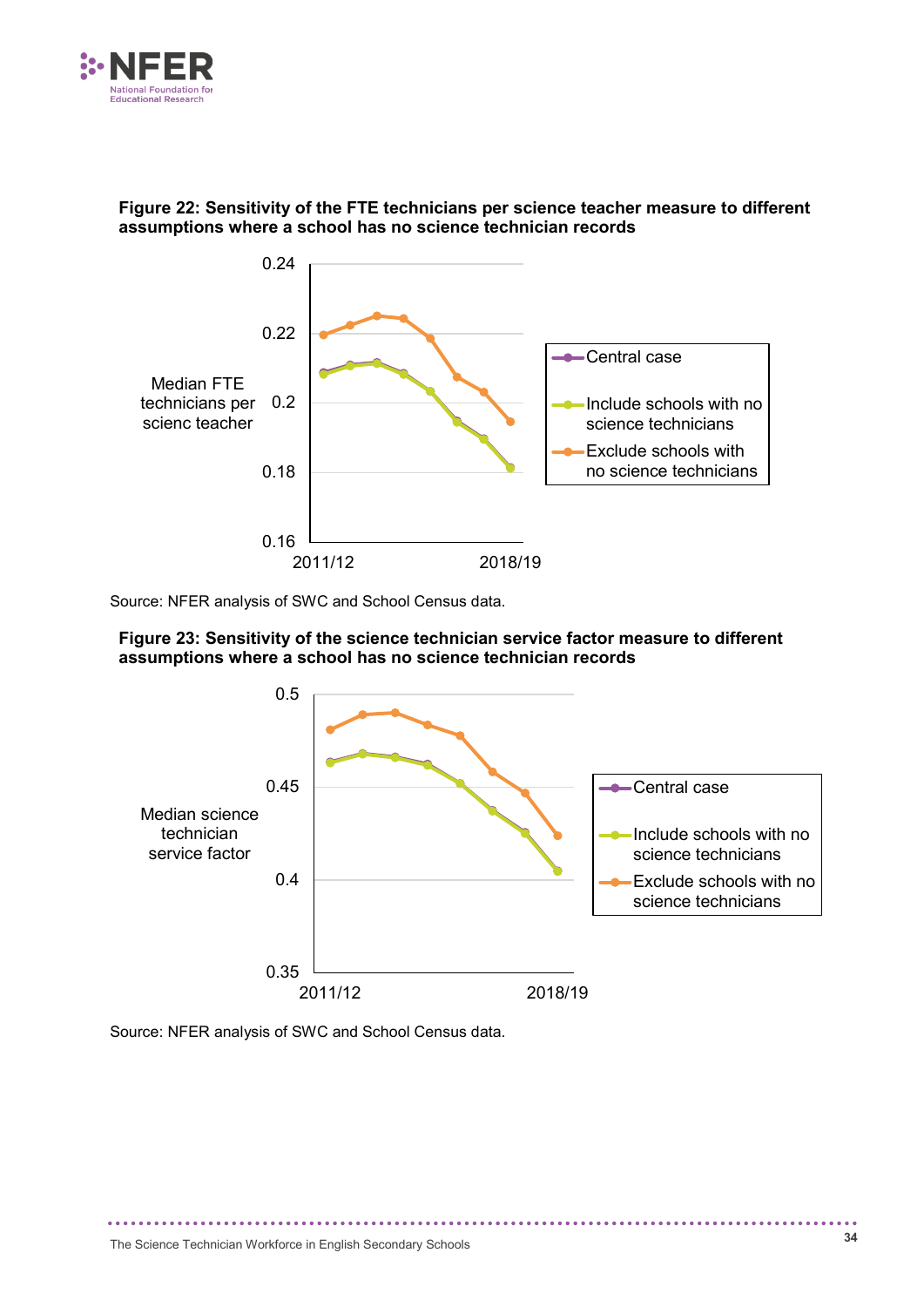**Figure 22: Sensitivity of the FTE technicians per science teacher measure to different assumptions where a school has no science technician records**

Source: NFER analysis of SWC and School Census data.

**Figure 23: Sensitivity of the science technician service factor measure to different assumptions where a school has no science technician records**

Source: NFER analysis of SWC and School Census data.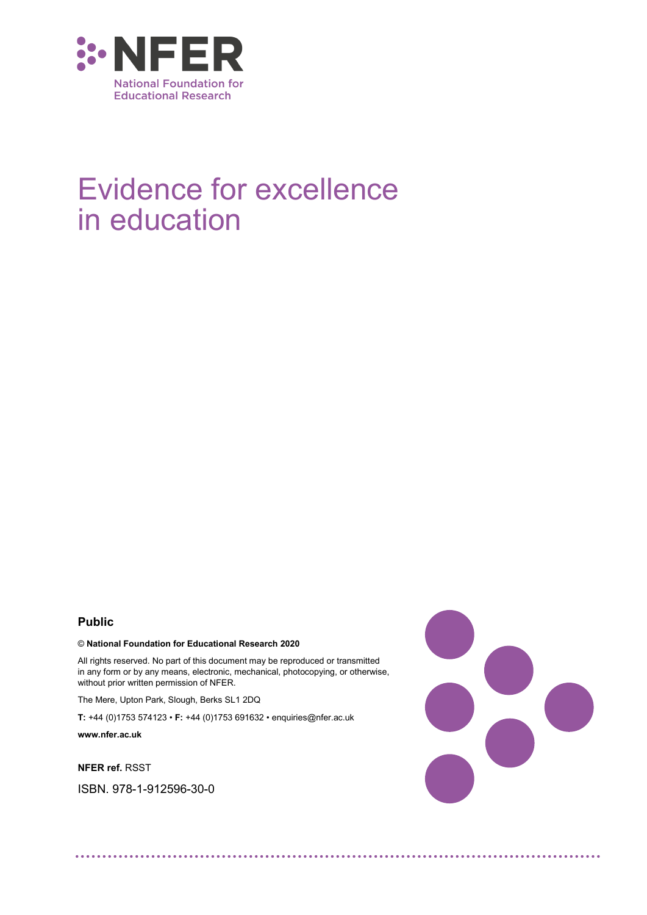NFER

National Foundation for Educational Research

# Evidence for excellence in education

**Public**

© **National Foundation for Educational Research 2020**

All rights reserved. No part of this document may be reproduced or transmitted in any form or by any means, electronic, mechanical, photocopying, or otherwise, without prior written permission of NFER.

The Mere, Upton Park, Slough, Berks SL1 2DQ

**T:** +44 (0)1753 574123 • **F:** +44 (0)1753 691632 • enquiries@nfer.ac.uk

**www.nfer.ac.uk**

**NFER ref.** RSST

ISBN. 978-1-912596-30-0